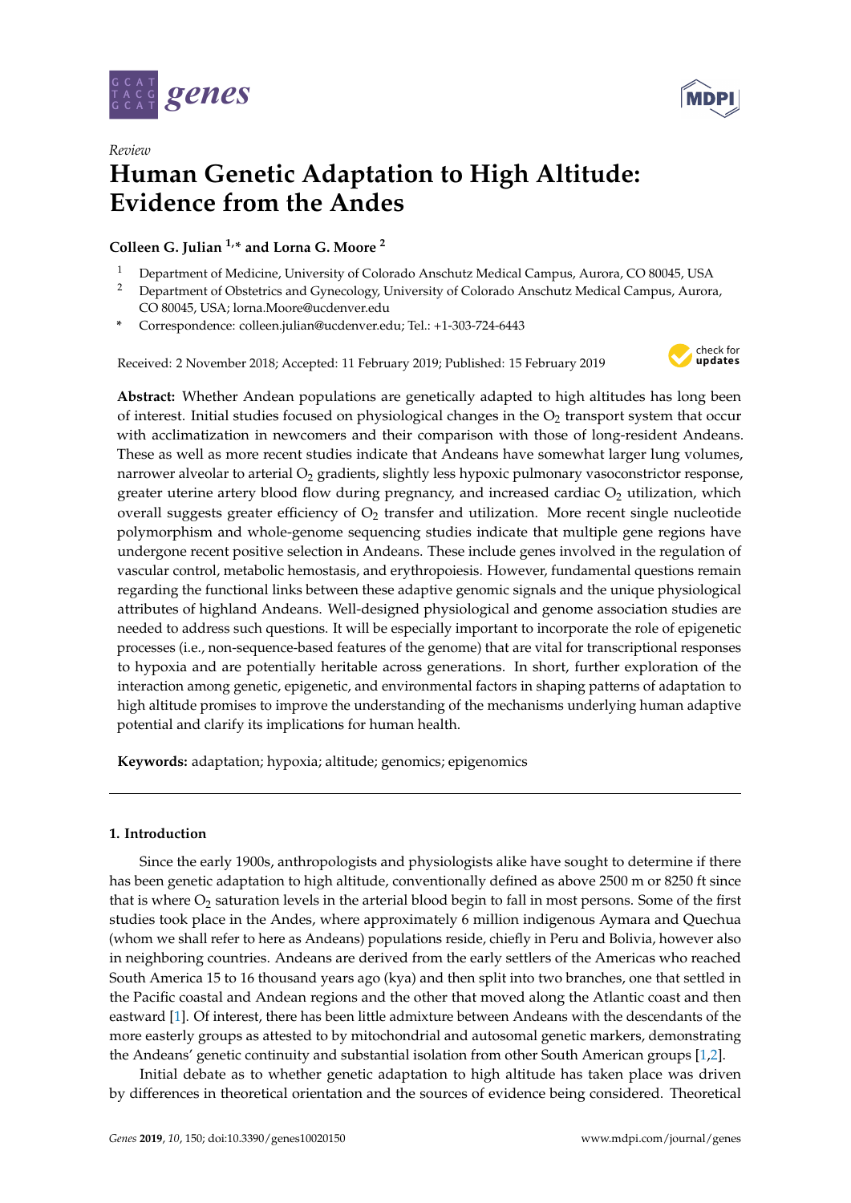*Review*

# Human Genetic Adaptation to High Altitude: Evidence from the Andes

**Colleen G. Julian [1,*] and Lorna G. Moore [2]**

[1] Department of Medicine, University of Colorado Anschutz Medical Campus, Aurora, CO 80045, USA
[2] Department of Obstetrics and Gynecology, University of Colorado Anschutz Medical Campus, Aurora, CO 80045, USA; lorna.Moore@ucdenver.edu
[*] Correspondence: colleen.julian@ucdenver.edu; Tel.: +1-303-724-6443

Received: 2 November 2018; Accepted: 11 February 2019; Published: 15 February 2019

**Abstract:** Whether Andean populations are genetically adapted to high altitudes has long been of interest. Initial studies focused on physiological changes in the $O_2$ transport system that occur with acclimatization in newcomers and their comparison with those of long-resident Andeans. These as well as more recent studies indicate that Andeans have somewhat larger lung volumes, narrower alveolar to arterial $O_2$ gradients, slightly less hypoxic pulmonary vasoconstrictor response, greater uterine artery blood flow during pregnancy, and increased cardiac $O_2$ utilization, which overall suggests greater efficiency of $O_2$ transfer and utilization. More recent single nucleotide polymorphism and whole-genome sequencing studies indicate that multiple gene regions have undergone recent positive selection in Andeans. These include genes involved in the regulation of vascular control, metabolic hemostasis, and erythropoiesis. However, fundamental questions remain regarding the functional links between these adaptive genomic signals and the unique physiological attributes of highland Andeans. Well-designed physiological and genome association studies are needed to address such questions. It will be especially important to incorporate the role of epigenetic processes (i.e., non-sequence-based features of the genome) that are vital for transcriptional responses to hypoxia and are potentially heritable across generations. In short, further exploration of the interaction among genetic, epigenetic, and environmental factors in shaping patterns of adaptation to high altitude promises to improve the understanding of the mechanisms underlying human adaptive potential and clarify its implications for human health.

**Keywords:** adaptation; hypoxia; altitude; genomics; epigenomics

## 1. Introduction

Since the early 1900s, anthropologists and physiologists alike have sought to determine if there has been genetic adaptation to high altitude, conventionally defined as above 2500 m or 8250 ft since that is where $O_2$ saturation levels in the arterial blood begin to fall in most persons. Some of the first studies took place in the Andes, where approximately 6 million indigenous Aymara and Quechua (whom we shall refer to here as Andeans) populations reside, chiefly in Peru and Bolivia, however also in neighboring countries. Andeans are derived from the early settlers of the Americas who reached South America 15 to 16 thousand years ago (kya) and then split into two branches, one that settled in the Pacific coastal and Andean regions and the other that moved along the Atlantic coast and then eastward [1]. Of interest, there has been little admixture between Andeans with the descendants of the more easterly groups as attested to by mitochondrial and autosomal genetic markers, demonstrating the Andeans' genetic continuity and substantial isolation from other South American groups [1,2].

Initial debate as to whether genetic adaptation to high altitude has taken place was driven by differences in theoretical orientation and the sources of evidence being considered. Theoretical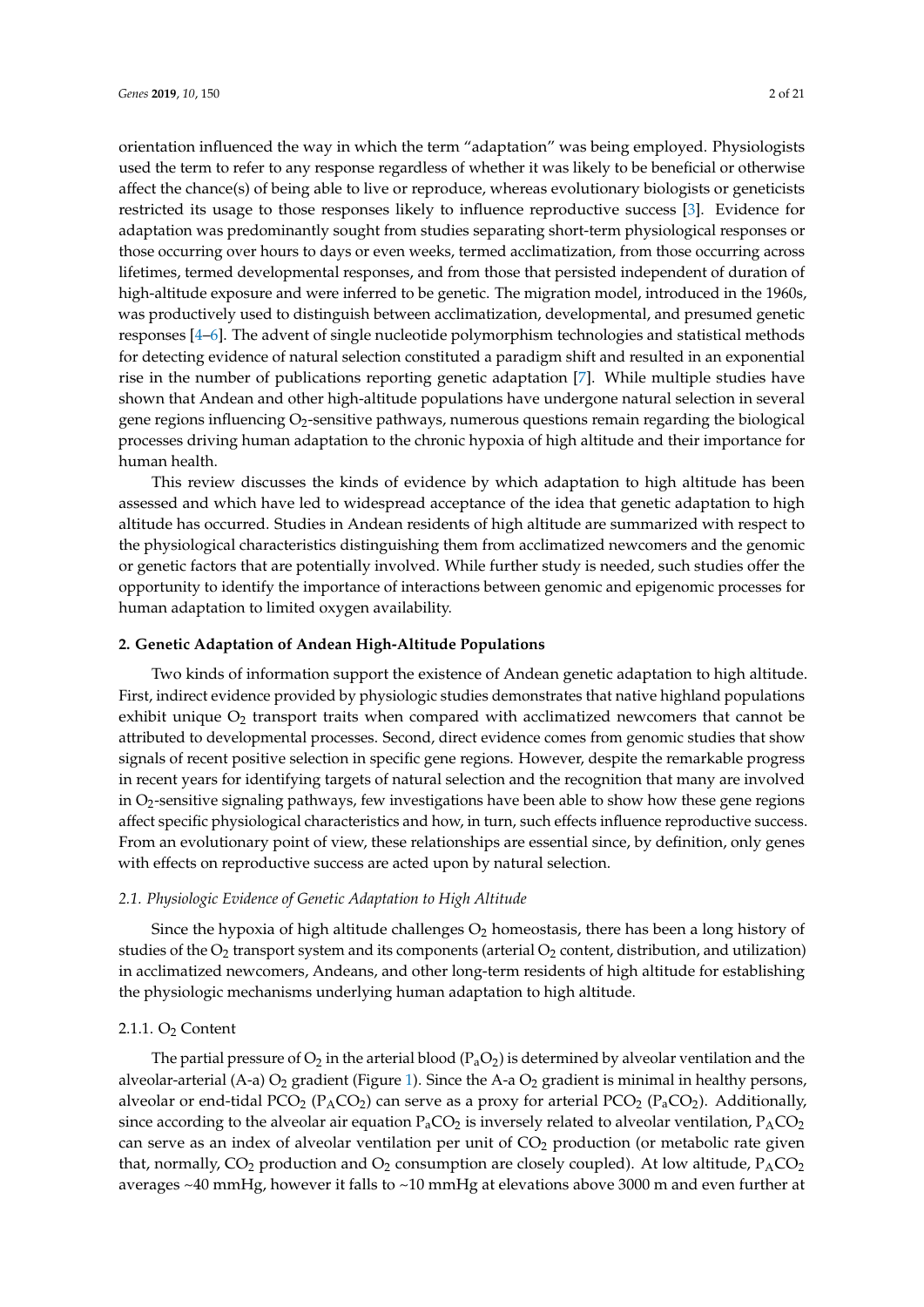orientation influenced the way in which the term "adaptation" was being employed. Physiologists used the term to refer to any response regardless of whether it was likely to be beneficial or otherwise affect the chance(s) of being able to live or reproduce, whereas evolutionary biologists or geneticists restricted its usage to those responses likely to influence reproductive success [3]. Evidence for adaptation was predominantly sought from studies separating short-term physiological responses or those occurring over hours to days or even weeks, termed acclimatization, from those occurring across lifetimes, termed developmental responses, and from those that persisted independent of duration of high-altitude exposure and were inferred to be genetic. The migration model, introduced in the 1960s, was productively used to distinguish between acclimatization, developmental, and presumed genetic responses [4–6]. The advent of single nucleotide polymorphism technologies and statistical methods for detecting evidence of natural selection constituted a paradigm shift and resulted in an exponential rise in the number of publications reporting genetic adaptation [7]. While multiple studies have shown that Andean and other high-altitude populations have undergone natural selection in several gene regions influencing $O_2$-sensitive pathways, numerous questions remain regarding the biological processes driving human adaptation to the chronic hypoxia of high altitude and their importance for human health.

This review discusses the kinds of evidence by which adaptation to high altitude has been assessed and which have led to widespread acceptance of the idea that genetic adaptation to high altitude has occurred. Studies in Andean residents of high altitude are summarized with respect to the physiological characteristics distinguishing them from acclimatized newcomers and the genomic or genetic factors that are potentially involved. While further study is needed, such studies offer the opportunity to identify the importance of interactions between genomic and epigenomic processes for human adaptation to limited oxygen availability.

## 2. Genetic Adaptation of Andean High-Altitude Populations

Two kinds of information support the existence of Andean genetic adaptation to high altitude. First, indirect evidence provided by physiologic studies demonstrates that native highland populations exhibit unique $O_2$ transport traits when compared with acclimatized newcomers that cannot be attributed to developmental processes. Second, direct evidence comes from genomic studies that show signals of recent positive selection in specific gene regions. However, despite the remarkable progress in recent years for identifying targets of natural selection and the recognition that many are involved in $O_2$-sensitive signaling pathways, few investigations have been able to show how these gene regions affect specific physiological characteristics and how, in turn, such effects influence reproductive success. From an evolutionary point of view, these relationships are essential since, by definition, only genes with effects on reproductive success are acted upon by natural selection.

### *2.1. Physiologic Evidence of Genetic Adaptation to High Altitude*

Since the hypoxia of high altitude challenges $O_2$ homeostasis, there has been a long history of studies of the $O_2$ transport system and its components (arterial $O_2$ content, distribution, and utilization) in acclimatized newcomers, Andeans, and other long-term residents of high altitude for establishing the physiologic mechanisms underlying human adaptation to high altitude.

#### 2.1.1. $O_2$ Content

The partial pressure of $O_2$ in the arterial blood ($P_aO_2$) is determined by alveolar ventilation and the alveolar-arterial (A-a) $O_2$ gradient (Figure 1). Since the A-a $O_2$ gradient is minimal in healthy persons, alveolar or end-tidal $PCO_2$ ($P_ACO_2$) can serve as a proxy for arterial $PCO_2$ ($P_aCO_2$). Additionally, since according to the alveolar air equation $P_aCO_2$ is inversely related to alveolar ventilation, $P_ACO_2$ can serve as an index of alveolar ventilation per unit of $CO_2$ production (or metabolic rate given that, normally, $CO_2$ production and $O_2$ consumption are closely coupled). At low altitude, $P_ACO_2$ averages ~40 mmHg, however it falls to ~10 mmHg at elevations above 3000 m and even further at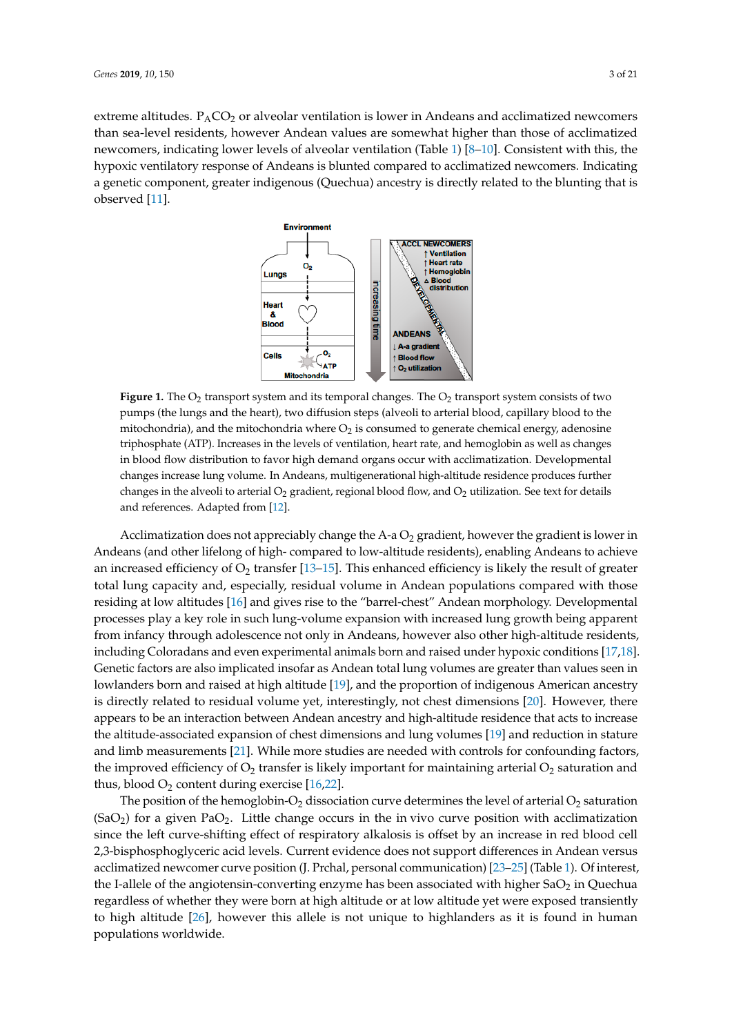extreme altitudes. $P_ACO_2$ or alveolar ventilation is lower in Andeans and acclimatized newcomers than sea-level residents, however Andean values are somewhat higher than those of acclimatized newcomers, indicating lower levels of alveolar ventilation (Table 1) [8–10]. Consistent with this, the hypoxic ventilatory response of Andeans is blunted compared to acclimatized newcomers. Indicating a genetic component, greater indigenous (Quechua) ancestry is directly related to the blunting that is observed [11].

**Figure 1.** The $O_2$ transport system and its temporal changes. The $O_2$ transport system consists of two pumps (the lungs and the heart), two diffusion steps (alveoli to arterial blood, capillary blood to the mitochondria), and the mitochondria where $O_2$ is consumed to generate chemical energy, adenosine triphosphate (ATP). Increases in the levels of ventilation, heart rate, and hemoglobin as well as changes in blood flow distribution to favor high demand organs occur with acclimatization. Developmental changes increase lung volume. In Andeans, multigenerational high-altitude residence produces further changes in the alveoli to arterial $O_2$ gradient, regional blood flow, and $O_2$ utilization. See text for details and references. Adapted from [12].

Acclimatization does not appreciably change the A-a $O_2$ gradient, however the gradient is lower in Andeans (and other lifelong of high- compared to low-altitude residents), enabling Andeans to achieve an increased efficiency of $O_2$ transfer [13–15]. This enhanced efficiency is likely the result of greater total lung capacity and, especially, residual volume in Andean populations compared with those residing at low altitudes [16] and gives rise to the "barrel-chest" Andean morphology. Developmental processes play a key role in such lung-volume expansion with increased lung growth being apparent from infancy through adolescence not only in Andeans, however also other high-altitude residents, including Coloradans and even experimental animals born and raised under hypoxic conditions [17,18]. Genetic factors are also implicated insofar as Andean total lung volumes are greater than values seen in lowlanders born and raised at high altitude [19], and the proportion of indigenous American ancestry is directly related to residual volume yet, interestingly, not chest dimensions [20]. However, there appears to be an interaction between Andean ancestry and high-altitude residence that acts to increase the altitude-associated expansion of chest dimensions and lung volumes [19] and reduction in stature and limb measurements [21]. While more studies are needed with controls for confounding factors, the improved efficiency of $O_2$ transfer is likely important for maintaining arterial $O_2$ saturation and thus, blood $O_2$ content during exercise [16,22].

The position of the hemoglobin-$O_2$ dissociation curve determines the level of arterial $O_2$ saturation ($SaO_2$) for a given $PaO_2$. Little change occurs in the in vivo curve position with acclimatization since the left curve-shifting effect of respiratory alkalosis is offset by an increase in red blood cell 2,3-bisphosphoglyceric acid levels. Current evidence does not support differences in Andean versus acclimatized newcomer curve position (J. Prchal, personal communication) [23–25] (Table 1). Of interest, the I-allele of the angiotensin-converting enzyme has been associated with higher $SaO_2$ in Quechua regardless of whether they were born at high altitude or at low altitude yet were exposed transiently to high altitude [26], however this allele is not unique to highlanders as it is found in human populations worldwide.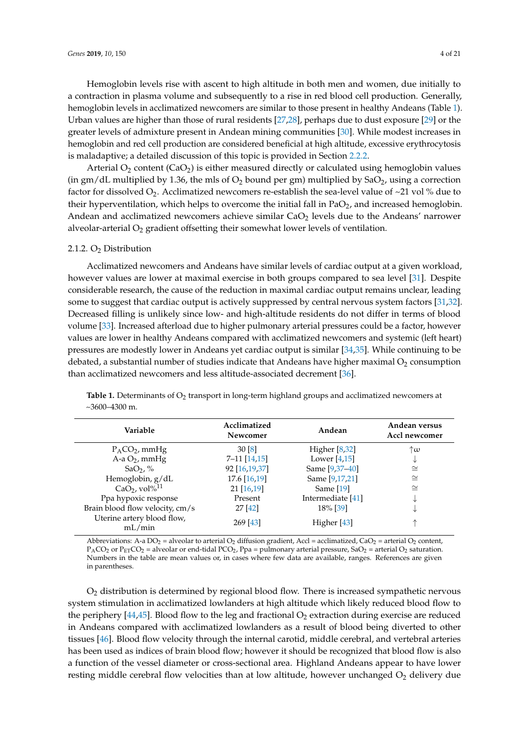Hemoglobin levels rise with ascent to high altitude in both men and women, due initially to a contraction in plasma volume and subsequently to a rise in red blood cell production. Generally, hemoglobin levels in acclimatized newcomers are similar to those present in healthy Andeans (Table 1). Urban values are higher than those of rural residents [27,28], perhaps due to dust exposure [29] or the greater levels of admixture present in Andean mining communities [30]. While modest increases in hemoglobin and red cell production are considered beneficial at high altitude, excessive erythrocytosis is maladaptive; a detailed discussion of this topic is provided in Section 2.2.2.

Arterial $O_2$ content ($CaO_2$) is either measured directly or calculated using hemoglobin values (in gm/dL multiplied by 1.36, the mls of $O_2$ bound per gm) multiplied by $SaO_2$, using a correction factor for dissolved $O_2$. Acclimatized newcomers re-establish the sea-level value of ~21 vol % due to their hyperventilation, which helps to overcome the initial fall in $PaO_2$, and increased hemoglobin. Andean and acclimatized newcomers achieve similar $CaO_2$ levels due to the Andeans' narrower alveolar-arterial $O_2$ gradient offsetting their somewhat lower levels of ventilation.

#### 2.1.2. $O_2$ Distribution

Acclimatized newcomers and Andeans have similar levels of cardiac output at a given workload, however values are lower at maximal exercise in both groups compared to sea level [31]. Despite considerable research, the cause of the reduction in maximal cardiac output remains unclear, leading some to suggest that cardiac output is actively suppressed by central nervous system factors [31,32]. Decreased filling is unlikely since low- and high-altitude residents do not differ in terms of blood volume [33]. Increased afterload due to higher pulmonary arterial pressures could be a factor, however values are lower in healthy Andeans compared with acclimatized newcomers and systemic (left heart) pressures are modestly lower in Andeans yet cardiac output is similar [34,35]. While continuing to be debated, a substantial number of studies indicate that Andeans have higher maximal $O_2$ consumption than acclimatized newcomers and less altitude-associated decrement [36].

**Table 1.** Determinants of $O_2$ transport in long-term highland groups and acclimatized newcomers at ~3600–4300 m.

| Variable | Acclimatized Newcomer | Andean | Andean versus Accl newcomer |
|---|---|---|---|
| $P_ACO_2$, mmHg | 30 [8] | Higher [8,32] | ↑ω |
| A-a $O_2$, mmHg | 7–11 [14,15] | Lower [4,15] | ↓ |
| $SaO_2$, % | 92 [16,19,37] | Same [9,37–40] | ≅ |
| Hemoglobin, g/dL | 17.6 [16,19] | Same [9,17,21] | ≅ |
| $CaO_2$, vol%[11] | 21 [16,19] | Same [19] | ≅ |
| Ppa hypoxic response | Present | Intermediate [41] | ↓ |
| Brain blood flow velocity, cm/s | 27 [42] | 18% [39] | ↓ |
| Uterine artery blood flow, mL/min | 269 [43] | Higher [43] | ↑ |

Abbreviations: A-a $DO_2$ = alveolar to arterial $O_2$ diffusion gradient, Accl = acclimatized, $CaO_2$ = arterial $O_2$ content, $P_ACO_2$ or $P_{ET}CO_2$ = alveolar or end-tidal $PCO_2$, Ppa = pulmonary arterial pressure, $SaO_2$ = arterial $O_2$ saturation. Numbers in the table are mean values or, in cases where few data are available, ranges. References are given in parentheses.

$O_2$ distribution is determined by regional blood flow. There is increased sympathetic nervous system stimulation in acclimatized lowlanders at high altitude which likely reduced blood flow to the periphery [44,45]. Blood flow to the leg and fractional $O_2$ extraction during exercise are reduced in Andeans compared with acclimatized lowlanders as a result of blood being diverted to other tissues [46]. Blood flow velocity through the internal carotid, middle cerebral, and vertebral arteries has been used as indices of brain blood flow; however it should be recognized that blood flow is also a function of the vessel diameter or cross-sectional area. Highland Andeans appear to have lower resting middle cerebral flow velocities than at low altitude, however unchanged $O_2$ delivery due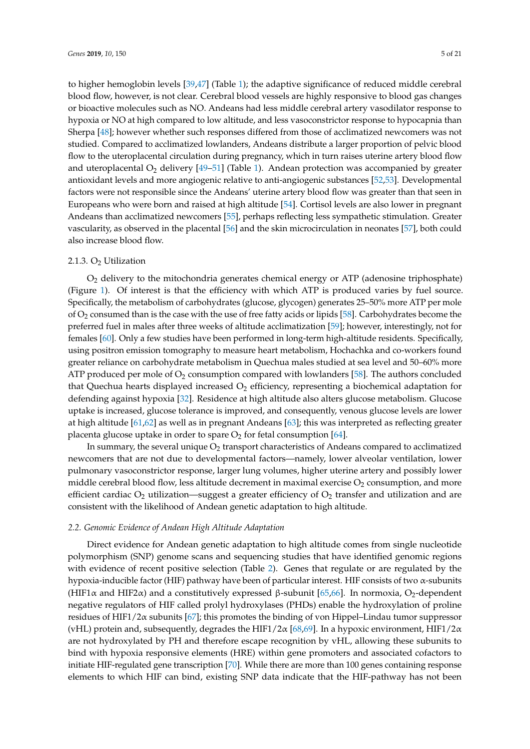to higher hemoglobin levels [39,47] (Table 1); the adaptive significance of reduced middle cerebral blood flow, however, is not clear. Cerebral blood vessels are highly responsive to blood gas changes or bioactive molecules such as NO. Andeans had less middle cerebral artery vasodilator response to hypoxia or NO at high compared to low altitude, and less vasoconstrictor response to hypocapnia than Sherpa [48]; however whether such responses differed from those of acclimatized newcomers was not studied. Compared to acclimatized lowlanders, Andeans distribute a larger proportion of pelvic blood flow to the uteroplacental circulation during pregnancy, which in turn raises uterine artery blood flow and uteroplacental $O_2$ delivery [49–51] (Table 1). Andean protection was accompanied by greater antioxidant levels and more angiogenic relative to anti-angiogenic substances [52,53]. Developmental factors were not responsible since the Andeans' uterine artery blood flow was greater than that seen in Europeans who were born and raised at high altitude [54]. Cortisol levels are also lower in pregnant Andeans than acclimatized newcomers [55], perhaps reflecting less sympathetic stimulation. Greater vascularity, as observed in the placental [56] and the skin microcirculation in neonates [57], both could also increase blood flow.

#### 2.1.3. $O_2$ Utilization

$O_2$ delivery to the mitochondria generates chemical energy or ATP (adenosine triphosphate) (Figure 1). Of interest is that the efficiency with which ATP is produced varies by fuel source. Specifically, the metabolism of carbohydrates (glucose, glycogen) generates 25–50% more ATP per mole of $O_2$ consumed than is the case with the use of free fatty acids or lipids [58]. Carbohydrates become the preferred fuel in males after three weeks of altitude acclimatization [59]; however, interestingly, not for females [60]. Only a few studies have been performed in long-term high-altitude residents. Specifically, using positron emission tomography to measure heart metabolism, Hochachka and co-workers found greater reliance on carbohydrate metabolism in Quechua males studied at sea level and 50–60% more ATP produced per mole of $O_2$ consumption compared with lowlanders [58]. The authors concluded that Quechua hearts displayed increased $O_2$ efficiency, representing a biochemical adaptation for defending against hypoxia [32]. Residence at high altitude also alters glucose metabolism. Glucose uptake is increased, glucose tolerance is improved, and consequently, venous glucose levels are lower at high altitude [61,62] as well as in pregnant Andeans [63]; this was interpreted as reflecting greater placenta glucose uptake in order to spare $O_2$ for fetal consumption [64].

In summary, the several unique $O_2$ transport characteristics of Andeans compared to acclimatized newcomers that are not due to developmental factors—namely, lower alveolar ventilation, lower pulmonary vasoconstrictor response, larger lung volumes, higher uterine artery and possibly lower middle cerebral blood flow, less altitude decrement in maximal exercise $O_2$ consumption, and more efficient cardiac $O_2$ utilization—suggest a greater efficiency of $O_2$ transfer and utilization and are consistent with the likelihood of Andean genetic adaptation to high altitude.

### *2.2. Genomic Evidence of Andean High Altitude Adaptation*

Direct evidence for Andean genetic adaptation to high altitude comes from single nucleotide polymorphism (SNP) genome scans and sequencing studies that have identified genomic regions with evidence of recent positive selection (Table 2). Genes that regulate or are regulated by the hypoxia-inducible factor (HIF) pathway have been of particular interest. HIF consists of two α-subunits (HIF1α and HIF2α) and a constitutively expressed β-subunit [65,66]. In normoxia, $O_2$-dependent negative regulators of HIF called prolyl hydroxylases (PHDs) enable the hydroxylation of proline residues of HIF1/2α subunits [67]; this promotes the binding of von Hippel–Lindau tumor suppressor (vHL) protein and, subsequently, degrades the HIF1/2α [68,69]. In a hypoxic environment, HIF1/2α are not hydroxylated by PH and therefore escape recognition by vHL, allowing these subunits to bind with hypoxia responsive elements (HRE) within gene promoters and associated cofactors to initiate HIF-regulated gene transcription [70]. While there are more than 100 genes containing response elements to which HIF can bind, existing SNP data indicate that the HIF-pathway has not been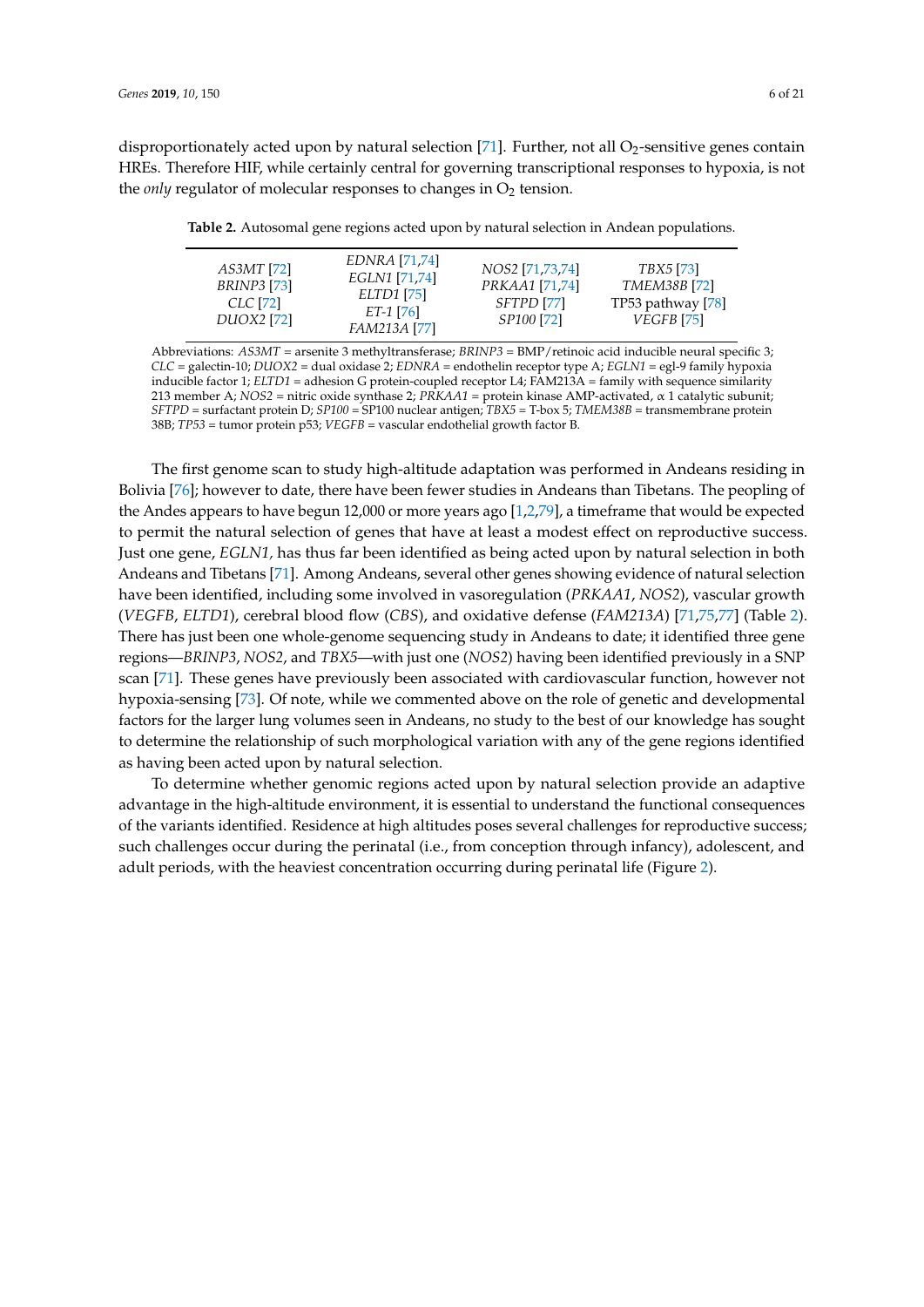disproportionately acted upon by natural selection [71]. Further, not all $O_2$-sensitive genes contain HREs. Therefore HIF, while certainly central for governing transcriptional responses to hypoxia, is not the *only* regulator of molecular responses to changes in $O_2$ tension.

**Table 2.** Autosomal gene regions acted upon by natural selection in Andean populations.

| | | | |
|---|---|---|---|
| *AS3MT* [72] | *EDNRA* [71,74] | *NOS2* [71,73,74] | *TBX5* [73] |
| *BRINP3* [73] | *EGLN1* [71,74] | *PRKAA1* [71,74] | *TMEM38B* [72] |
| *CLC* [72] | *ELTD1* [75] | *SFTPD* [77] | TP53 pathway [78] |
| *DUOX2* [72] | *ET-1* [76] | *SP100* [72] | *VEGFB* [75] |
| | *FAM213A* [77] | | |

Abbreviations: *AS3MT* = arsenite 3 methyltransferase; *BRINP3* = BMP/retinoic acid inducible neural specific 3; *CLC* = galectin-10; *DUOX2* = dual oxidase 2; *EDNRA* = endothelin receptor type A; *EGLN1* = egl-9 family hypoxia inducible factor 1; *ELTD1* = adhesion G protein-coupled receptor L4; FAM213A = family with sequence similarity 213 member A; *NOS2* = nitric oxide synthase 2; *PRKAA1* = protein kinase AMP-activated, α 1 catalytic subunit; *SFTPD* = surfactant protein D; *SP100* = SP100 nuclear antigen; *TBX5* = T-box 5; *TMEM38B* = transmembrane protein 38B; *TP53* = tumor protein p53; *VEGFB* = vascular endothelial growth factor B.

The first genome scan to study high-altitude adaptation was performed in Andeans residing in Bolivia [76]; however to date, there have been fewer studies in Andeans than Tibetans. The peopling of the Andes appears to have begun 12,000 or more years ago [1,2,79], a timeframe that would be expected to permit the natural selection of genes that have at least a modest effect on reproductive success. Just one gene, *EGLN1,* has thus far been identified as being acted upon by natural selection in both Andeans and Tibetans [71]. Among Andeans, several other genes showing evidence of natural selection have been identified, including some involved in vasoregulation (*PRKAA1*, *NOS2*), vascular growth (*VEGFB*, *ELTD1*), cerebral blood flow (*CBS*), and oxidative defense (*FAM213A*) [71,75,77] (Table 2). There has just been one whole-genome sequencing study in Andeans to date; it identified three gene regions—*BRINP3*, *NOS2*, and *TBX5*—with just one (*NOS2*) having been identified previously in a SNP scan [71]. These genes have previously been associated with cardiovascular function, however not hypoxia-sensing [73]. Of note, while we commented above on the role of genetic and developmental factors for the larger lung volumes seen in Andeans, no study to the best of our knowledge has sought to determine the relationship of such morphological variation with any of the gene regions identified as having been acted upon by natural selection.

To determine whether genomic regions acted upon by natural selection provide an adaptive advantage in the high-altitude environment, it is essential to understand the functional consequences of the variants identified. Residence at high altitudes poses several challenges for reproductive success; such challenges occur during the perinatal (i.e., from conception through infancy), adolescent, and adult periods, with the heaviest concentration occurring during perinatal life (Figure 2).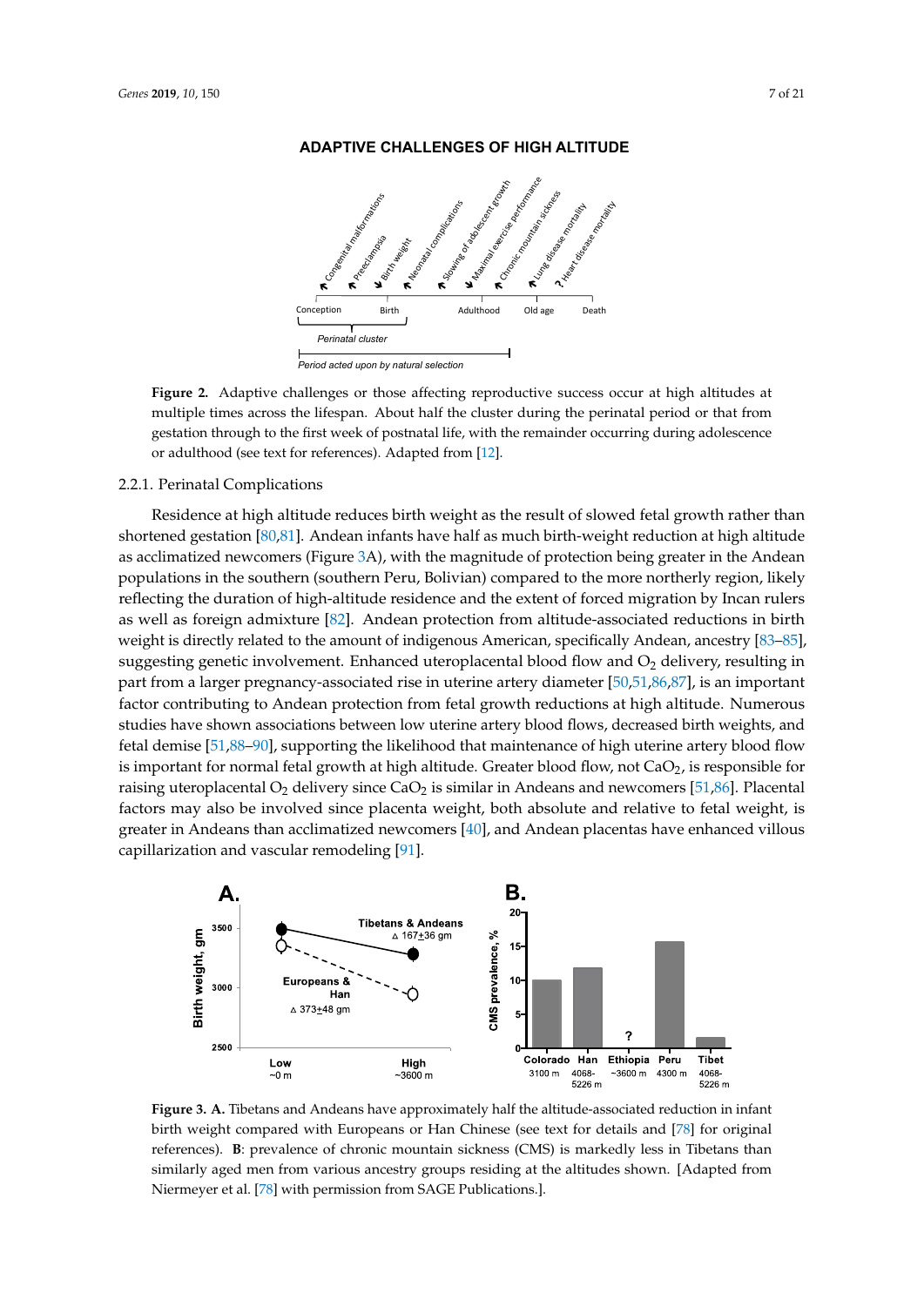Figure 2. Adaptive challenges or those affecting reproductive success occur at high altitudes at multiple times across the lifespan. About half the cluster during the perinatal period or that from gestation through to the first week of postnatal life, with the remainder occurring during adolescence or adulthood (see text for references). Adapted from [12].

#### 2.2.1. Perinatal Complications

Residence at high altitude reduces birth weight as the result of slowed fetal growth rather than shortened gestation [80,81]. Andean infants have half as much birth-weight reduction at high altitude as acclimatized newcomers (Figure 3A), with the magnitude of protection being greater in the Andean populations in the southern (southern Peru, Bolivian) compared to the more northerly region, likely reflecting the duration of high-altitude residence and the extent of forced migration by Incan rulers as well as foreign admixture [82]. Andean protection from altitude-associated reductions in birth weight is directly related to the amount of indigenous American, specifically Andean, ancestry [83–85], suggesting genetic involvement. Enhanced uteroplacental blood flow and $O_2$ delivery, resulting in part from a larger pregnancy-associated rise in uterine artery diameter [50,51,86,87], is an important factor contributing to Andean protection from fetal growth reductions at high altitude. Numerous studies have shown associations between low uterine artery blood flows, decreased birth weights, and fetal demise [51,88–90], supporting the likelihood that maintenance of high uterine artery blood flow is important for normal fetal growth at high altitude. Greater blood flow, not $CaO_2$, is responsible for raising uteroplacental $O_2$ delivery since $CaO_2$ is similar in Andeans and newcomers [51,86]. Placental factors may also be involved since placenta weight, both absolute and relative to fetal weight, is greater in Andeans than acclimatized newcomers [40], and Andean placentas have enhanced villous capillarization and vascular remodeling [91].

Figure 3. **A.** Tibetans and Andeans have approximately half the altitude-associated reduction in infant birth weight compared with Europeans or Han Chinese (see text for details and [78] for original references). **B**: prevalence of chronic mountain sickness (CMS) is markedly less in Tibetans than similarly aged men from various ancestry groups residing at the altitudes shown. [Adapted from Niermeyer et al. [78] with permission from SAGE Publications.].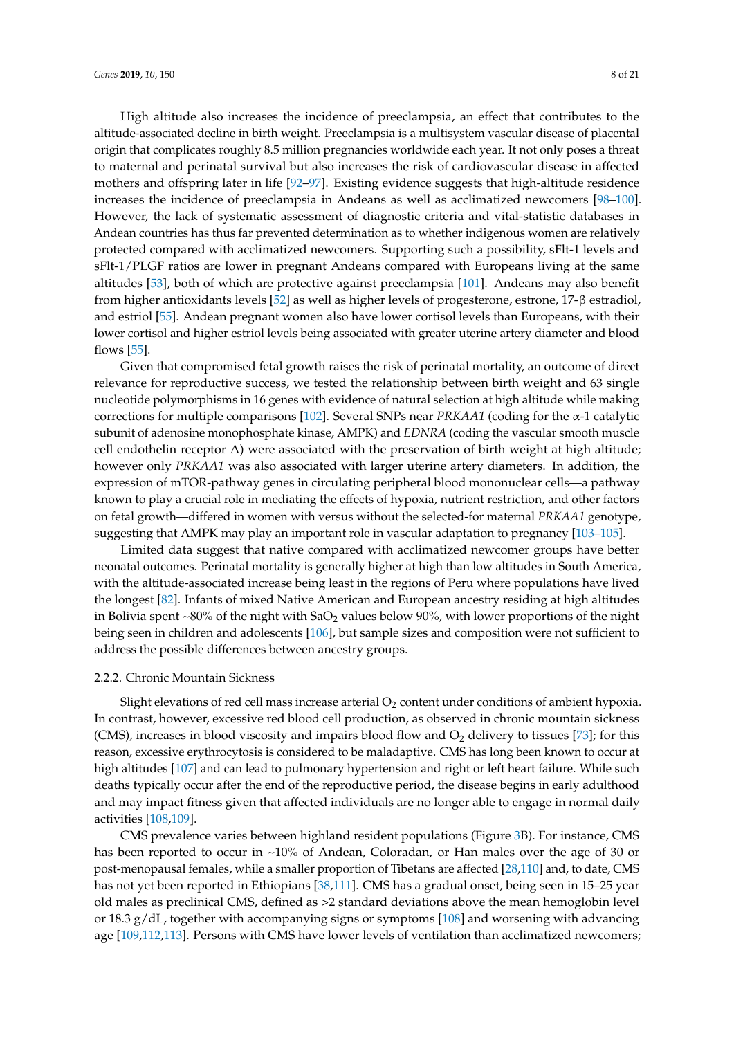High altitude also increases the incidence of preeclampsia, an effect that contributes to the altitude-associated decline in birth weight. Preeclampsia is a multisystem vascular disease of placental origin that complicates roughly 8.5 million pregnancies worldwide each year. It not only poses a threat to maternal and perinatal survival but also increases the risk of cardiovascular disease in affected mothers and offspring later in life [92–97]. Existing evidence suggests that high-altitude residence increases the incidence of preeclampsia in Andeans as well as acclimatized newcomers [98–100]. However, the lack of systematic assessment of diagnostic criteria and vital-statistic databases in Andean countries has thus far prevented determination as to whether indigenous women are relatively protected compared with acclimatized newcomers. Supporting such a possibility, sFlt-1 levels and sFlt-1/PLGF ratios are lower in pregnant Andeans compared with Europeans living at the same altitudes [53], both of which are protective against preeclampsia [101]. Andeans may also benefit from higher antioxidants levels [52] as well as higher levels of progesterone, estrone, 17-β estradiol, and estriol [55]. Andean pregnant women also have lower cortisol levels than Europeans, with their lower cortisol and higher estriol levels being associated with greater uterine artery diameter and blood flows [55].

Given that compromised fetal growth raises the risk of perinatal mortality, an outcome of direct relevance for reproductive success, we tested the relationship between birth weight and 63 single nucleotide polymorphisms in 16 genes with evidence of natural selection at high altitude while making corrections for multiple comparisons [102]. Several SNPs near *PRKAA1* (coding for the α-1 catalytic subunit of adenosine monophosphate kinase, AMPK) and *EDNRA* (coding the vascular smooth muscle cell endothelin receptor A) were associated with the preservation of birth weight at high altitude; however only *PRKAA1* was also associated with larger uterine artery diameters. In addition, the expression of mTOR-pathway genes in circulating peripheral blood mononuclear cells—a pathway known to play a crucial role in mediating the effects of hypoxia, nutrient restriction, and other factors on fetal growth—differed in women with versus without the selected-for maternal *PRKAA1* genotype, suggesting that AMPK may play an important role in vascular adaptation to pregnancy [103–105].

Limited data suggest that native compared with acclimatized newcomer groups have better neonatal outcomes. Perinatal mortality is generally higher at high than low altitudes in South America, with the altitude-associated increase being least in the regions of Peru where populations have lived the longest [82]. Infants of mixed Native American and European ancestry residing at high altitudes in Bolivia spent ~80% of the night with $SaO_2$ values below 90%, with lower proportions of the night being seen in children and adolescents [106], but sample sizes and composition were not sufficient to address the possible differences between ancestry groups.

#### 2.2.2. Chronic Mountain Sickness

Slight elevations of red cell mass increase arterial $O_2$ content under conditions of ambient hypoxia. In contrast, however, excessive red blood cell production, as observed in chronic mountain sickness (CMS), increases in blood viscosity and impairs blood flow and $O_2$ delivery to tissues [73]; for this reason, excessive erythrocytosis is considered to be maladaptive. CMS has long been known to occur at high altitudes [107] and can lead to pulmonary hypertension and right or left heart failure. While such deaths typically occur after the end of the reproductive period, the disease begins in early adulthood and may impact fitness given that affected individuals are no longer able to engage in normal daily activities [108,109].

CMS prevalence varies between highland resident populations (Figure 3B). For instance, CMS has been reported to occur in ~10% of Andean, Coloradan, or Han males over the age of 30 or post-menopausal females, while a smaller proportion of Tibetans are affected [28,110] and, to date, CMS has not yet been reported in Ethiopians [38,111]. CMS has a gradual onset, being seen in 15–25 year old males as preclinical CMS, defined as >2 standard deviations above the mean hemoglobin level or 18.3 g/dL, together with accompanying signs or symptoms [108] and worsening with advancing age [109,112,113]. Persons with CMS have lower levels of ventilation than acclimatized newcomers;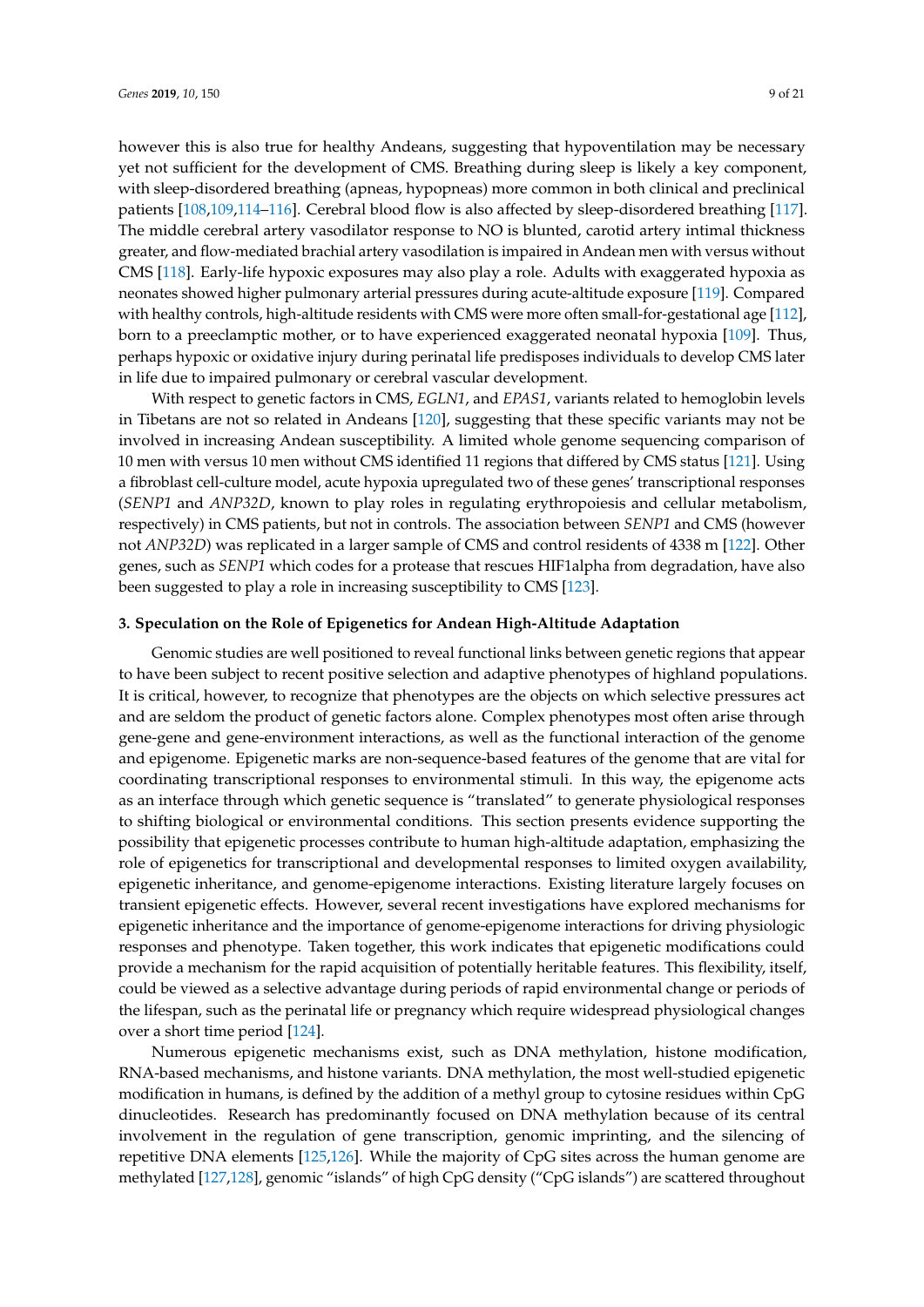however this is also true for healthy Andeans, suggesting that hypoventilation may be necessary yet not sufficient for the development of CMS. Breathing during sleep is likely a key component, with sleep-disordered breathing (apneas, hypopneas) more common in both clinical and preclinical patients [108,109,114–116]. Cerebral blood flow is also affected by sleep-disordered breathing [117]. The middle cerebral artery vasodilator response to NO is blunted, carotid artery intimal thickness greater, and flow-mediated brachial artery vasodilation is impaired in Andean men with versus without CMS [118]. Early-life hypoxic exposures may also play a role. Adults with exaggerated hypoxia as neonates showed higher pulmonary arterial pressures during acute-altitude exposure [119]. Compared with healthy controls, high-altitude residents with CMS were more often small-for-gestational age [112], born to a preeclamptic mother, or to have experienced exaggerated neonatal hypoxia [109]. Thus, perhaps hypoxic or oxidative injury during perinatal life predisposes individuals to develop CMS later in life due to impaired pulmonary or cerebral vascular development.

With respect to genetic factors in CMS, *EGLN1*, and *EPAS1*, variants related to hemoglobin levels in Tibetans are not so related in Andeans [120], suggesting that these specific variants may not be involved in increasing Andean susceptibility. A limited whole genome sequencing comparison of 10 men with versus 10 men without CMS identified 11 regions that differed by CMS status [121]. Using a fibroblast cell-culture model, acute hypoxia upregulated two of these genes' transcriptional responses (*SENP1* and *ANP32D*, known to play roles in regulating erythropoiesis and cellular metabolism, respectively) in CMS patients, but not in controls. The association between *SENP1* and CMS (however not *ANP32D*) was replicated in a larger sample of CMS and control residents of 4338 m [122]. Other genes, such as *SENP1* which codes for a protease that rescues HIF1alpha from degradation, have also been suggested to play a role in increasing susceptibility to CMS [123].

## 3. Speculation on the Role of Epigenetics for Andean High-Altitude Adaptation

Genomic studies are well positioned to reveal functional links between genetic regions that appear to have been subject to recent positive selection and adaptive phenotypes of highland populations. It is critical, however, to recognize that phenotypes are the objects on which selective pressures act and are seldom the product of genetic factors alone. Complex phenotypes most often arise through gene-gene and gene-environment interactions, as well as the functional interaction of the genome and epigenome. Epigenetic marks are non-sequence-based features of the genome that are vital for coordinating transcriptional responses to environmental stimuli. In this way, the epigenome acts as an interface through which genetic sequence is "translated" to generate physiological responses to shifting biological or environmental conditions. This section presents evidence supporting the possibility that epigenetic processes contribute to human high-altitude adaptation, emphasizing the role of epigenetics for transcriptional and developmental responses to limited oxygen availability, epigenetic inheritance, and genome-epigenome interactions. Existing literature largely focuses on transient epigenetic effects. However, several recent investigations have explored mechanisms for epigenetic inheritance and the importance of genome-epigenome interactions for driving physiologic responses and phenotype. Taken together, this work indicates that epigenetic modifications could provide a mechanism for the rapid acquisition of potentially heritable features. This flexibility, itself, could be viewed as a selective advantage during periods of rapid environmental change or periods of the lifespan, such as the perinatal life or pregnancy which require widespread physiological changes over a short time period [124].

Numerous epigenetic mechanisms exist, such as DNA methylation, histone modification, RNA-based mechanisms, and histone variants. DNA methylation, the most well-studied epigenetic modification in humans, is defined by the addition of a methyl group to cytosine residues within CpG dinucleotides. Research has predominantly focused on DNA methylation because of its central involvement in the regulation of gene transcription, genomic imprinting, and the silencing of repetitive DNA elements [125,126]. While the majority of CpG sites across the human genome are methylated [127,128], genomic "islands" of high CpG density ("CpG islands") are scattered throughout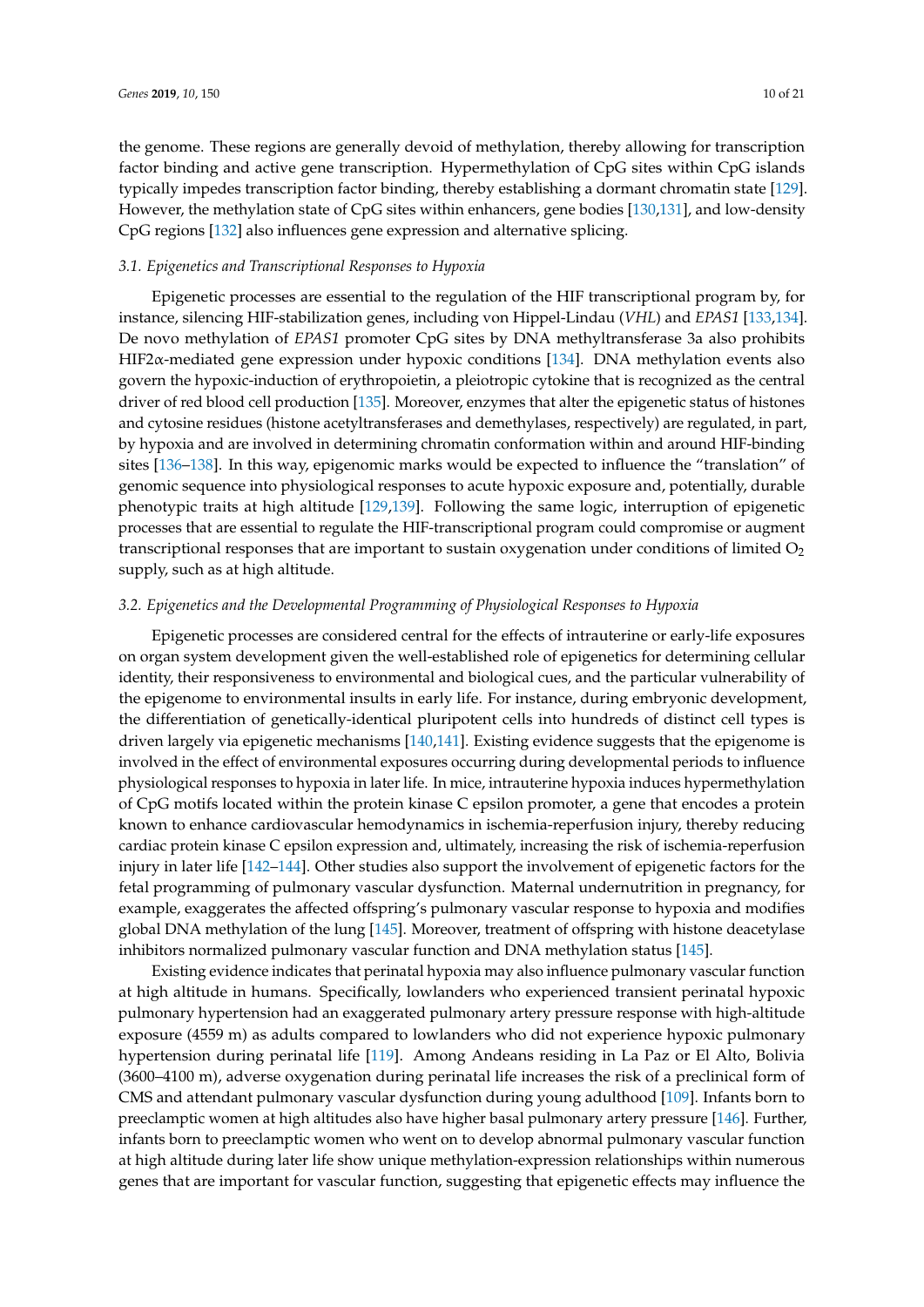the genome. These regions are generally devoid of methylation, thereby allowing for transcription factor binding and active gene transcription. Hypermethylation of CpG sites within CpG islands typically impedes transcription factor binding, thereby establishing a dormant chromatin state [129]. However, the methylation state of CpG sites within enhancers, gene bodies [130,131], and low-density CpG regions [132] also influences gene expression and alternative splicing.

### 3.1. Epigenetics and Transcriptional Responses to Hypoxia

Epigenetic processes are essential to the regulation of the HIF transcriptional program by, for instance, silencing HIF-stabilization genes, including von Hippel-Lindau (*VHL*) and *EPAS1* [133,134]. De novo methylation of *EPAS1* promoter CpG sites by DNA methyltransferase 3a also prohibits HIF2$\alpha$-mediated gene expression under hypoxic conditions [134]. DNA methylation events also govern the hypoxic-induction of erythropoietin, a pleiotropic cytokine that is recognized as the central driver of red blood cell production [135]. Moreover, enzymes that alter the epigenetic status of histones and cytosine residues (histone acetyltransferases and demethylases, respectively) are regulated, in part, by hypoxia and are involved in determining chromatin conformation within and around HIF-binding sites [136–138]. In this way, epigenomic marks would be expected to influence the "translation" of genomic sequence into physiological responses to acute hypoxic exposure and, potentially, durable phenotypic traits at high altitude [129,139]. Following the same logic, interruption of epigenetic processes that are essential to regulate the HIF-transcriptional program could compromise or augment transcriptional responses that are important to sustain oxygenation under conditions of limited $O_2$ supply, such as at high altitude.

### 3.2. Epigenetics and the Developmental Programming of Physiological Responses to Hypoxia

Epigenetic processes are considered central for the effects of intrauterine or early-life exposures on organ system development given the well-established role of epigenetics for determining cellular identity, their responsiveness to environmental and biological cues, and the particular vulnerability of the epigenome to environmental insults in early life. For instance, during embryonic development, the differentiation of genetically-identical pluripotent cells into hundreds of distinct cell types is driven largely via epigenetic mechanisms [140,141]. Existing evidence suggests that the epigenome is involved in the effect of environmental exposures occurring during developmental periods to influence physiological responses to hypoxia in later life. In mice, intrauterine hypoxia induces hypermethylation of CpG motifs located within the protein kinase C epsilon promoter, a gene that encodes a protein known to enhance cardiovascular hemodynamics in ischemia-reperfusion injury, thereby reducing cardiac protein kinase C epsilon expression and, ultimately, increasing the risk of ischemia-reperfusion injury in later life [142–144]. Other studies also support the involvement of epigenetic factors for the fetal programming of pulmonary vascular dysfunction. Maternal undernutrition in pregnancy, for example, exaggerates the affected offspring's pulmonary vascular response to hypoxia and modifies global DNA methylation of the lung [145]. Moreover, treatment of offspring with histone deacetylase inhibitors normalized pulmonary vascular function and DNA methylation status [145].

Existing evidence indicates that perinatal hypoxia may also influence pulmonary vascular function at high altitude in humans. Specifically, lowlanders who experienced transient perinatal hypoxic pulmonary hypertension had an exaggerated pulmonary artery pressure response with high-altitude exposure (4559 m) as adults compared to lowlanders who did not experience hypoxic pulmonary hypertension during perinatal life [119]. Among Andeans residing in La Paz or El Alto, Bolivia (3600–4100 m), adverse oxygenation during perinatal life increases the risk of a preclinical form of CMS and attendant pulmonary vascular dysfunction during young adulthood [109]. Infants born to preeclamptic women at high altitudes also have higher basal pulmonary artery pressure [146]. Further, infants born to preeclamptic women who went on to develop abnormal pulmonary vascular function at high altitude during later life show unique methylation-expression relationships within numerous genes that are important for vascular function, suggesting that epigenetic effects may influence the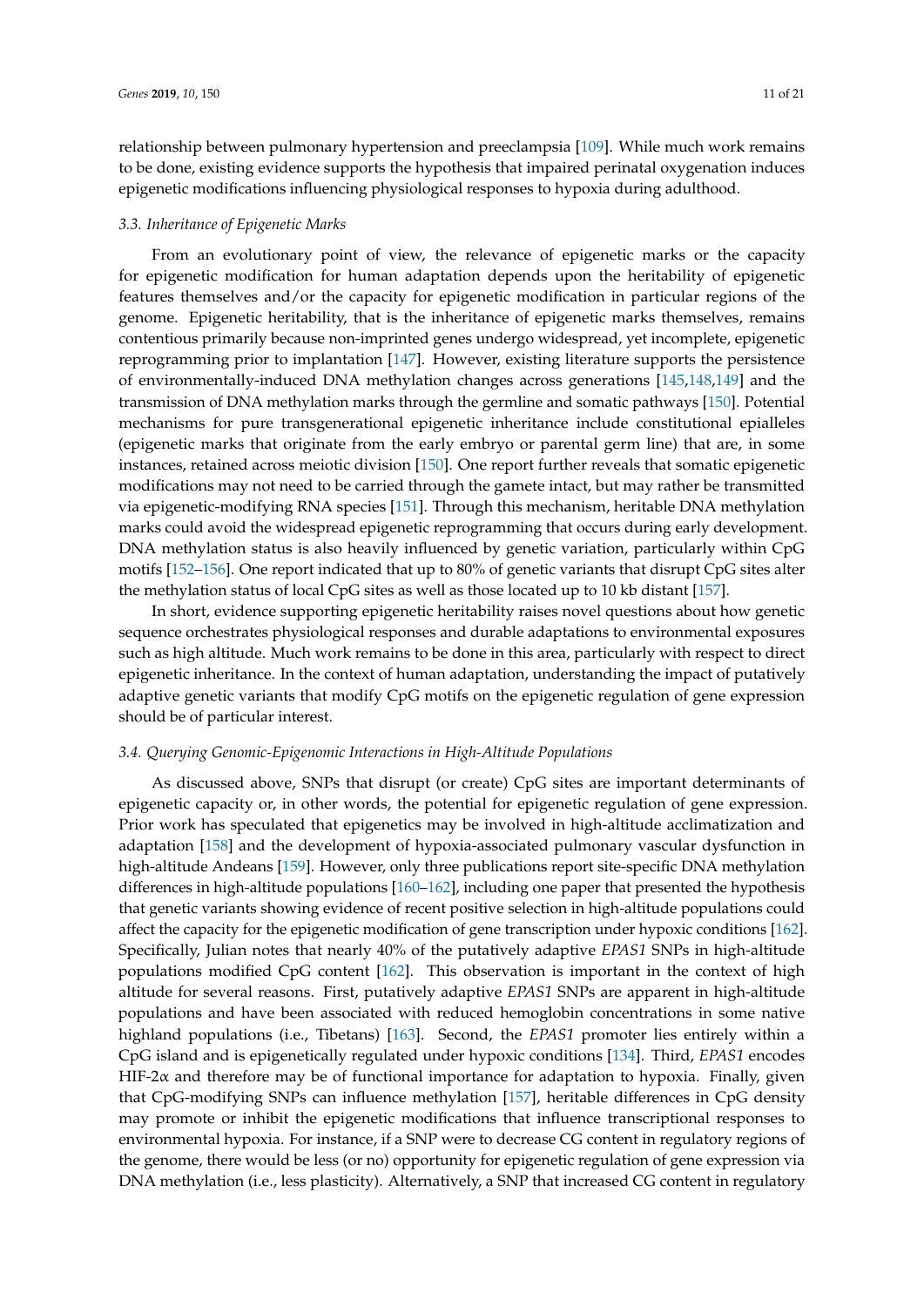relationship between pulmonary hypertension and preeclampsia [109]. While much work remains to be done, existing evidence supports the hypothesis that impaired perinatal oxygenation induces epigenetic modifications influencing physiological responses to hypoxia during adulthood.

### 3.3. Inheritance of Epigenetic Marks

From an evolutionary point of view, the relevance of epigenetic marks or the capacity for epigenetic modification for human adaptation depends upon the heritability of epigenetic features themselves and/or the capacity for epigenetic modification in particular regions of the genome. Epigenetic heritability, that is the inheritance of epigenetic marks themselves, remains contentious primarily because non-imprinted genes undergo widespread, yet incomplete, epigenetic reprogramming prior to implantation [147]. However, existing literature supports the persistence of environmentally-induced DNA methylation changes across generations [145,148,149] and the transmission of DNA methylation marks through the germline and somatic pathways [150]. Potential mechanisms for pure transgenerational epigenetic inheritance include constitutional epialleles (epigenetic marks that originate from the early embryo or parental germ line) that are, in some instances, retained across meiotic division [150]. One report further reveals that somatic epigenetic modifications may not need to be carried through the gamete intact, but may rather be transmitted via epigenetic-modifying RNA species [151]. Through this mechanism, heritable DNA methylation marks could avoid the widespread epigenetic reprogramming that occurs during early development. DNA methylation status is also heavily influenced by genetic variation, particularly within CpG motifs [152–156]. One report indicated that up to 80% of genetic variants that disrupt CpG sites alter the methylation status of local CpG sites as well as those located up to 10 kb distant [157].

In short, evidence supporting epigenetic heritability raises novel questions about how genetic sequence orchestrates physiological responses and durable adaptations to environmental exposures such as high altitude. Much work remains to be done in this area, particularly with respect to direct epigenetic inheritance. In the context of human adaptation, understanding the impact of putatively adaptive genetic variants that modify CpG motifs on the epigenetic regulation of gene expression should be of particular interest.

### 3.4. Querying Genomic-Epigenomic Interactions in High-Altitude Populations

As discussed above, SNPs that disrupt (or create) CpG sites are important determinants of epigenetic capacity or, in other words, the potential for epigenetic regulation of gene expression. Prior work has speculated that epigenetics may be involved in high-altitude acclimatization and adaptation [158] and the development of hypoxia-associated pulmonary vascular dysfunction in high-altitude Andeans [159]. However, only three publications report site-specific DNA methylation differences in high-altitude populations [160–162], including one paper that presented the hypothesis that genetic variants showing evidence of recent positive selection in high-altitude populations could affect the capacity for the epigenetic modification of gene transcription under hypoxic conditions [162]. Specifically, Julian notes that nearly 40% of the putatively adaptive *EPAS1* SNPs in high-altitude populations modified CpG content [162]. This observation is important in the context of high altitude for several reasons. First, putatively adaptive *EPAS1* SNPs are apparent in high-altitude populations and have been associated with reduced hemoglobin concentrations in some native highland populations (i.e., Tibetans) [163]. Second, the *EPAS1* promoter lies entirely within a CpG island and is epigenetically regulated under hypoxic conditions [134]. Third, *EPAS1* encodes HIF-2$\alpha$ and therefore may be of functional importance for adaptation to hypoxia. Finally, given that CpG-modifying SNPs can influence methylation [157], heritable differences in CpG density may promote or inhibit the epigenetic modifications that influence transcriptional responses to environmental hypoxia. For instance, if a SNP were to decrease CG content in regulatory regions of the genome, there would be less (or no) opportunity for epigenetic regulation of gene expression via DNA methylation (i.e., less plasticity). Alternatively, a SNP that increased CG content in regulatory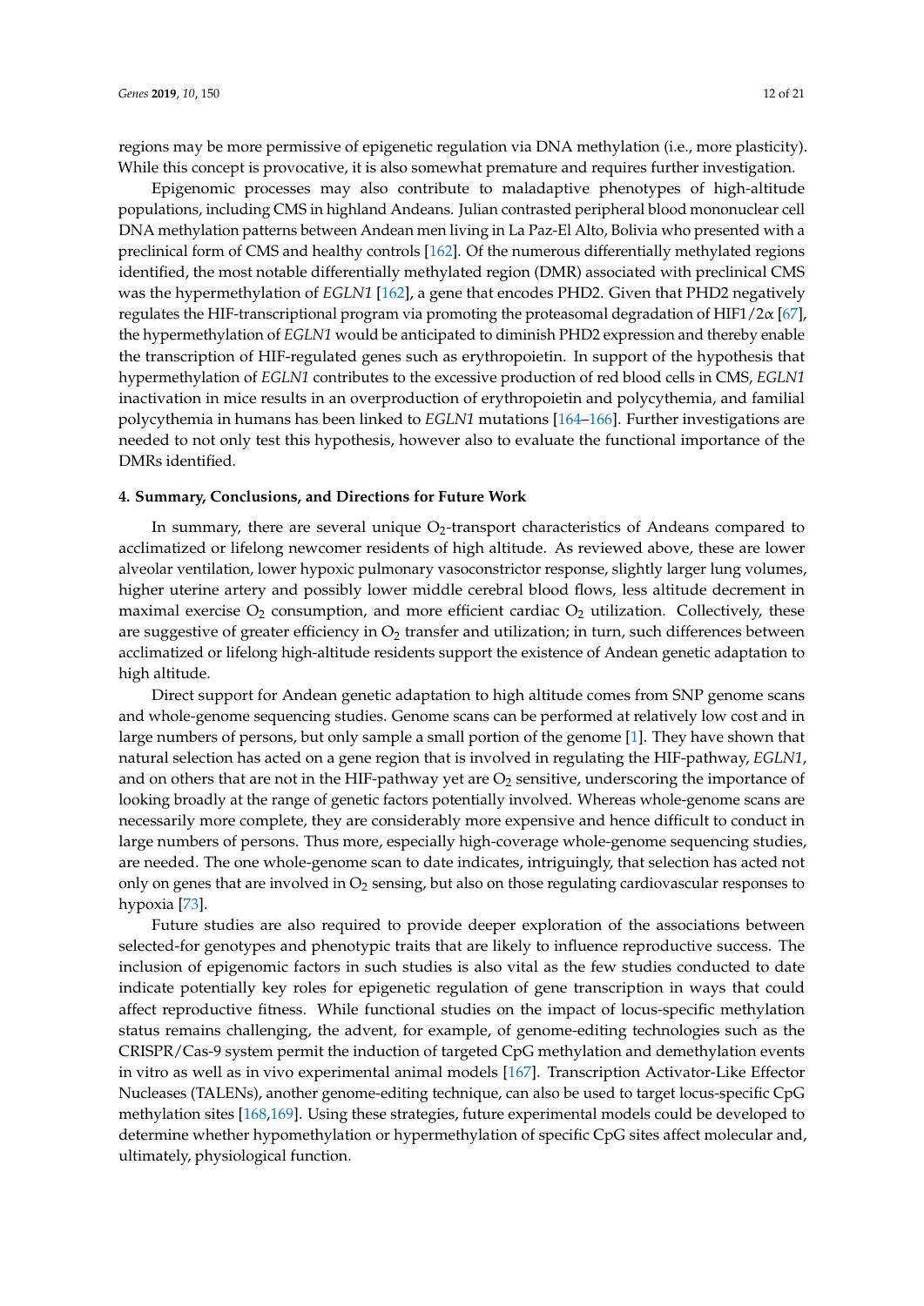regions may be more permissive of epigenetic regulation via DNA methylation (i.e., more plasticity). While this concept is provocative, it is also somewhat premature and requires further investigation.

Epigenomic processes may also contribute to maladaptive phenotypes of high-altitude populations, including CMS in highland Andeans. Julian contrasted peripheral blood mononuclear cell DNA methylation patterns between Andean men living in La Paz-El Alto, Bolivia who presented with a preclinical form of CMS and healthy controls [162]. Of the numerous differentially methylated regions identified, the most notable differentially methylated region (DMR) associated with preclinical CMS was the hypermethylation of *EGLN1* [162], a gene that encodes PHD2. Given that PHD2 negatively regulates the HIF-transcriptional program via promoting the proteasomal degradation of HIF1/2α [67], the hypermethylation of *EGLN1* would be anticipated to diminish PHD2 expression and thereby enable the transcription of HIF-regulated genes such as erythropoietin. In support of the hypothesis that hypermethylation of *EGLN1* contributes to the excessive production of red blood cells in CMS, *EGLN1* inactivation in mice results in an overproduction of erythropoietin and polycythemia, and familial polycythemia in humans has been linked to *EGLN1* mutations [164–166]. Further investigations are needed to not only test this hypothesis, however also to evaluate the functional importance of the DMRs identified.

## 4. Summary, Conclusions, and Directions for Future Work

In summary, there are several unique $O_2$-transport characteristics of Andeans compared to acclimatized or lifelong newcomer residents of high altitude. As reviewed above, these are lower alveolar ventilation, lower hypoxic pulmonary vasoconstrictor response, slightly larger lung volumes, higher uterine artery and possibly lower middle cerebral blood flows, less altitude decrement in maximal exercise $O_2$ consumption, and more efficient cardiac $O_2$ utilization. Collectively, these are suggestive of greater efficiency in $O_2$ transfer and utilization; in turn, such differences between acclimatized or lifelong high-altitude residents support the existence of Andean genetic adaptation to high altitude.

Direct support for Andean genetic adaptation to high altitude comes from SNP genome scans and whole-genome sequencing studies. Genome scans can be performed at relatively low cost and in large numbers of persons, but only sample a small portion of the genome [1]. They have shown that natural selection has acted on a gene region that is involved in regulating the HIF-pathway, *EGLN1*, and on others that are not in the HIF-pathway yet are $O_2$ sensitive, underscoring the importance of looking broadly at the range of genetic factors potentially involved. Whereas whole-genome scans are necessarily more complete, they are considerably more expensive and hence difficult to conduct in large numbers of persons. Thus more, especially high-coverage whole-genome sequencing studies, are needed. The one whole-genome scan to date indicates, intriguingly, that selection has acted not only on genes that are involved in $O_2$ sensing, but also on those regulating cardiovascular responses to hypoxia [73].

Future studies are also required to provide deeper exploration of the associations between selected-for genotypes and phenotypic traits that are likely to influence reproductive success. The inclusion of epigenomic factors in such studies is also vital as the few studies conducted to date indicate potentially key roles for epigenetic regulation of gene transcription in ways that could affect reproductive fitness. While functional studies on the impact of locus-specific methylation status remains challenging, the advent, for example, of genome-editing technologies such as the CRISPR/Cas-9 system permit the induction of targeted CpG methylation and demethylation events in vitro as well as in vivo experimental animal models [167]. Transcription Activator-Like Effector Nucleases (TALENs), another genome-editing technique, can also be used to target locus-specific CpG methylation sites [168,169]. Using these strategies, future experimental models could be developed to determine whether hypomethylation or hypermethylation of specific CpG sites affect molecular and, ultimately, physiological function.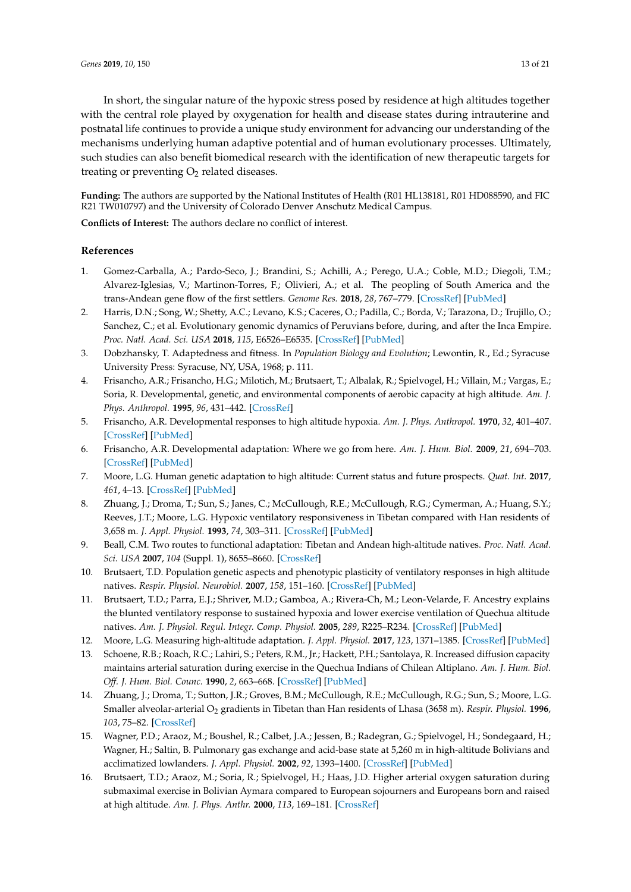In short, the singular nature of the hypoxic stress posed by residence at high altitudes together with the central role played by oxygenation for health and disease states during intrauterine and postnatal life continues to provide a unique study environment for advancing our understanding of the mechanisms underlying human adaptive potential and of human evolutionary processes. Ultimately, such studies can also benefit biomedical research with the identification of new therapeutic targets for treating or preventing $O_2$ related diseases.

**Funding:** The authors are supported by the National Institutes of Health (R01 HL138181, R01 HD088590, and FIC R21 TW010797) and the University of Colorado Denver Anschutz Medical Campus.

**Conflicts of Interest:** The authors declare no conflict of interest.

## References

1. Gomez-Carballa, A.; Pardo-Seco, J.; Brandini, S.; Achilli, A.; Perego, U.A.; Coble, M.D.; Diegoli, T.M.; Alvarez-Iglesias, V.; Martinon-Torres, F.; Olivieri, A.; et al. The peopling of South America and the trans-Andean gene flow of the first settlers. *Genome Res.* **2018**, *28*, 767–779. [CrossRef] [PubMed]
2. Harris, D.N.; Song, W.; Shetty, A.C.; Levano, K.S.; Caceres, O.; Padilla, C.; Borda, V.; Tarazona, D.; Trujillo, O.; Sanchez, C.; et al. Evolutionary genomic dynamics of Peruvians before, during, and after the Inca Empire. *Proc. Natl. Acad. Sci. USA* **2018**, *115*, E6526–E6535. [CrossRef] [PubMed]
3. Dobzhansky, T. Adaptedness and fitness. In *Population Biology and Evolution*; Lewontin, R., Ed.; Syracuse University Press: Syracuse, NY, USA, 1968; p. 111.
4. Frisancho, A.R.; Frisancho, H.G.; Milotich, M.; Brutsaert, T.; Albalak, R.; Spielvogel, H.; Villain, M.; Vargas, E.; Soria, R. Developmental, genetic, and environmental components of aerobic capacity at high altitude. *Am. J. Phys. Anthropol.* **1995**, *96*, 431–442. [CrossRef]
5. Frisancho, A.R. Developmental responses to high altitude hypoxia. *Am. J. Phys. Anthropol.* **1970**, *32*, 401–407. [CrossRef] [PubMed]
6. Frisancho, A.R. Developmental adaptation: Where we go from here. *Am. J. Hum. Biol.* **2009**, *21*, 694–703. [CrossRef] [PubMed]
7. Moore, L.G. Human genetic adaptation to high altitude: Current status and future prospects. *Quat. Int.* **2017**, *461*, 4–13. [CrossRef] [PubMed]
8. Zhuang, J.; Droma, T.; Sun, S.; Janes, C.; McCullough, R.E.; McCullough, R.G.; Cymerman, A.; Huang, S.Y.; Reeves, J.T.; Moore, L.G. Hypoxic ventilatory responsiveness in Tibetan compared with Han residents of 3,658 m. *J. Appl. Physiol.* **1993**, *74*, 303–311. [CrossRef] [PubMed]
9. Beall, C.M. Two routes to functional adaptation: Tibetan and Andean high-altitude natives. *Proc. Natl. Acad. Sci. USA* **2007**, *104* (Suppl. 1), 8655–8660. [CrossRef]
10. Brutsaert, T.D. Population genetic aspects and phenotypic plasticity of ventilatory responses in high altitude natives. *Respir. Physiol. Neurobiol.* **2007**, *158*, 151–160. [CrossRef] [PubMed]
11. Brutsaert, T.D.; Parra, E.J.; Shriver, M.D.; Gamboa, A.; Rivera-Ch, M.; Leon-Velarde, F. Ancestry explains the blunted ventilatory response to sustained hypoxia and lower exercise ventilation of Quechua altitude natives. *Am. J. Physiol. Regul. Integr. Comp. Physiol.* **2005**, *289*, R225–R234. [CrossRef] [PubMed]
12. Moore, L.G. Measuring high-altitude adaptation. *J. Appl. Physiol.* **2017**, *123*, 1371–1385. [CrossRef] [PubMed]
13. Schoene, R.B.; Roach, R.C.; Lahiri, S.; Peters, R.M., Jr.; Hackett, P.H.; Santolaya, R. Increased diffusion capacity maintains arterial saturation during exercise in the Quechua Indians of Chilean Altiplano. *Am. J. Hum. Biol. Off. J. Hum. Biol. Counc.* **1990**, *2*, 663–668. [CrossRef] [PubMed]
14. Zhuang, J.; Droma, T.; Sutton, J.R.; Groves, B.M.; McCullough, R.E.; McCullough, R.G.; Sun, S.; Moore, L.G. Smaller alveolar-arterial $O_2$ gradients in Tibetan than Han residents of Lhasa (3658 m). *Respir. Physiol.* **1996**, *103*, 75–82. [CrossRef]
15. Wagner, P.D.; Araoz, M.; Boushel, R.; Calbet, J.A.; Jessen, B.; Radegran, G.; Spielvogel, H.; Sondegaard, H.; Wagner, H.; Saltin, B. Pulmonary gas exchange and acid-base state at 5,260 m in high-altitude Bolivians and acclimatized lowlanders. *J. Appl. Physiol.* **2002**, *92*, 1393–1400. [CrossRef] [PubMed]
16. Brutsaert, T.D.; Araoz, M.; Soria, R.; Spielvogel, H.; Haas, J.D. Higher arterial oxygen saturation during submaximal exercise in Bolivian Aymara compared to European sojourners and Europeans born and raised at high altitude. *Am. J. Phys. Anthr.* **2000**, *113*, 169–181. [CrossRef]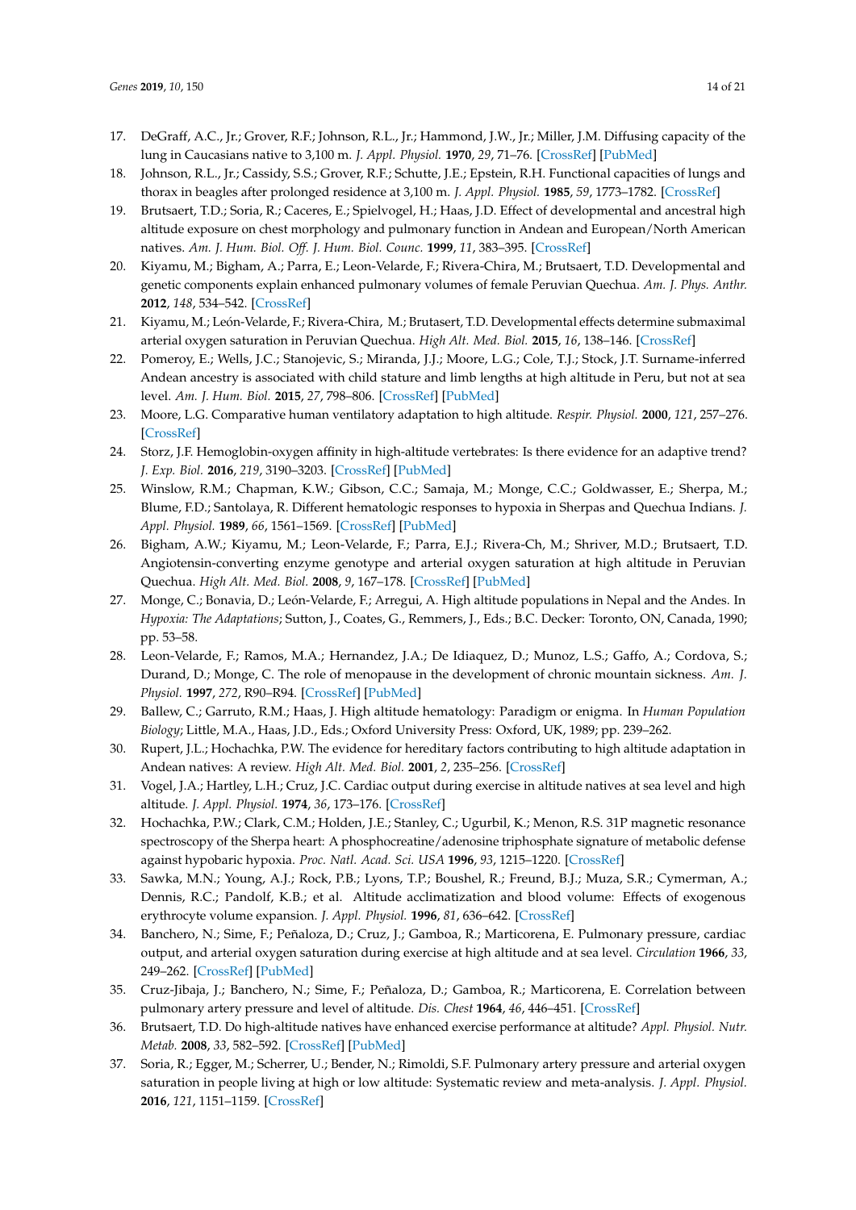17. DeGraff, A.C., Jr.; Grover, R.F.; Johnson, R.L., Jr.; Hammond, J.W., Jr.; Miller, J.M. Diffusing capacity of the lung in Caucasians native to 3,100 m. *J. Appl. Physiol.* **1970**, *29*, 71–76. [CrossRef] [PubMed]
18. Johnson, R.L., Jr.; Cassidy, S.S.; Grover, R.F.; Schutte, J.E.; Epstein, R.H. Functional capacities of lungs and thorax in beagles after prolonged residence at 3,100 m. *J. Appl. Physiol.* **1985**, *59*, 1773–1782. [CrossRef]
19. Brutsaert, T.D.; Soria, R.; Caceres, E.; Spielvogel, H.; Haas, J.D. Effect of developmental and ancestral high altitude exposure on chest morphology and pulmonary function in Andean and European/North American natives. *Am. J. Hum. Biol. Off. J. Hum. Biol. Counc.* **1999**, *11*, 383–395. [CrossRef]
20. Kiyamu, M.; Bigham, A.; Parra, E.; Leon-Velarde, F.; Rivera-Chira, M.; Brutsaert, T.D. Developmental and genetic components explain enhanced pulmonary volumes of female Peruvian Quechua. *Am. J. Phys. Anthr.* **2012**, *148*, 534–542. [CrossRef]
21. Kiyamu, M.; León-Velarde, F.; Rivera-Chira, M.; Brutasert, T.D. Developmental effects determine submaximal arterial oxygen saturation in Peruvian Quechua. *High Alt. Med. Biol.* **2015**, *16*, 138–146. [CrossRef]
22. Pomeroy, E.; Wells, J.C.; Stanojevic, S.; Miranda, J.J.; Moore, L.G.; Cole, T.J.; Stock, J.T. Surname-inferred Andean ancestry is associated with child stature and limb lengths at high altitude in Peru, but not at sea level. *Am. J. Hum. Biol.* **2015**, *27*, 798–806. [CrossRef] [PubMed]
23. Moore, L.G. Comparative human ventilatory adaptation to high altitude. *Respir. Physiol.* **2000**, *121*, 257–276. [CrossRef]
24. Storz, J.F. Hemoglobin-oxygen affinity in high-altitude vertebrates: Is there evidence for an adaptive trend? *J. Exp. Biol.* **2016**, *219*, 3190–3203. [CrossRef] [PubMed]
25. Winslow, R.M.; Chapman, K.W.; Gibson, C.C.; Samaja, M.; Monge, C.C.; Goldwasser, E.; Sherpa, M.; Blume, F.D.; Santolaya, R. Different hematologic responses to hypoxia in Sherpas and Quechua Indians. *J. Appl. Physiol.* **1989**, *66*, 1561–1569. [CrossRef] [PubMed]
26. Bigham, A.W.; Kiyamu, M.; Leon-Velarde, F.; Parra, E.J.; Rivera-Ch, M.; Shriver, M.D.; Brutsaert, T.D. Angiotensin-converting enzyme genotype and arterial oxygen saturation at high altitude in Peruvian Quechua. *High Alt. Med. Biol.* **2008**, *9*, 167–178. [CrossRef] [PubMed]
27. Monge, C.; Bonavia, D.; León-Velarde, F.; Arregui, A. High altitude populations in Nepal and the Andes. In *Hypoxia: The Adaptations*; Sutton, J., Coates, G., Remmers, J., Eds.; B.C. Decker: Toronto, ON, Canada, 1990; pp. 53–58.
28. Leon-Velarde, F.; Ramos, M.A.; Hernandez, J.A.; De Idiaquez, D.; Munoz, L.S.; Gaffo, A.; Cordova, S.; Durand, D.; Monge, C. The role of menopause in the development of chronic mountain sickness. *Am. J. Physiol.* **1997**, *272*, R90–R94. [CrossRef] [PubMed]
29. Ballew, C.; Garruto, R.M.; Haas, J. High altitude hematology: Paradigm or enigma. In *Human Population Biology*; Little, M.A., Haas, J.D., Eds.; Oxford University Press: Oxford, UK, 1989; pp. 239–262.
30. Rupert, J.L.; Hochachka, P.W. The evidence for hereditary factors contributing to high altitude adaptation in Andean natives: A review. *High Alt. Med. Biol.* **2001**, *2*, 235–256. [CrossRef]
31. Vogel, J.A.; Hartley, L.H.; Cruz, J.C. Cardiac output during exercise in altitude natives at sea level and high altitude. *J. Appl. Physiol.* **1974**, *36*, 173–176. [CrossRef]
32. Hochachka, P.W.; Clark, C.M.; Holden, J.E.; Stanley, C.; Ugurbil, K.; Menon, R.S. 31P magnetic resonance spectroscopy of the Sherpa heart: A phosphocreatine/adenosine triphosphate signature of metabolic defense against hypobaric hypoxia. *Proc. Natl. Acad. Sci. USA* **1996**, *93*, 1215–1220. [CrossRef]
33. Sawka, M.N.; Young, A.J.; Rock, P.B.; Lyons, T.P.; Boushel, R.; Freund, B.J.; Muza, S.R.; Cymerman, A.; Dennis, R.C.; Pandolf, K.B.; et al. Altitude acclimatization and blood volume: Effects of exogenous erythrocyte volume expansion. *J. Appl. Physiol.* **1996**, *81*, 636–642. [CrossRef]
34. Banchero, N.; Sime, F.; Peñaloza, D.; Cruz, J.; Gamboa, R.; Marticorena, E. Pulmonary pressure, cardiac output, and arterial oxygen saturation during exercise at high altitude and at sea level. *Circulation* **1966**, *33*, 249–262. [CrossRef] [PubMed]
35. Cruz-Jibaja, J.; Banchero, N.; Sime, F.; Peñaloza, D.; Gamboa, R.; Marticorena, E. Correlation between pulmonary artery pressure and level of altitude. *Dis. Chest* **1964**, *46*, 446–451. [CrossRef]
36. Brutsaert, T.D. Do high-altitude natives have enhanced exercise performance at altitude? *Appl. Physiol. Nutr. Metab.* **2008**, *33*, 582–592. [CrossRef] [PubMed]
37. Soria, R.; Egger, M.; Scherrer, U.; Bender, N.; Rimoldi, S.F. Pulmonary artery pressure and arterial oxygen saturation in people living at high or low altitude: Systematic review and meta-analysis. *J. Appl. Physiol.* **2016**, *121*, 1151–1159. [CrossRef]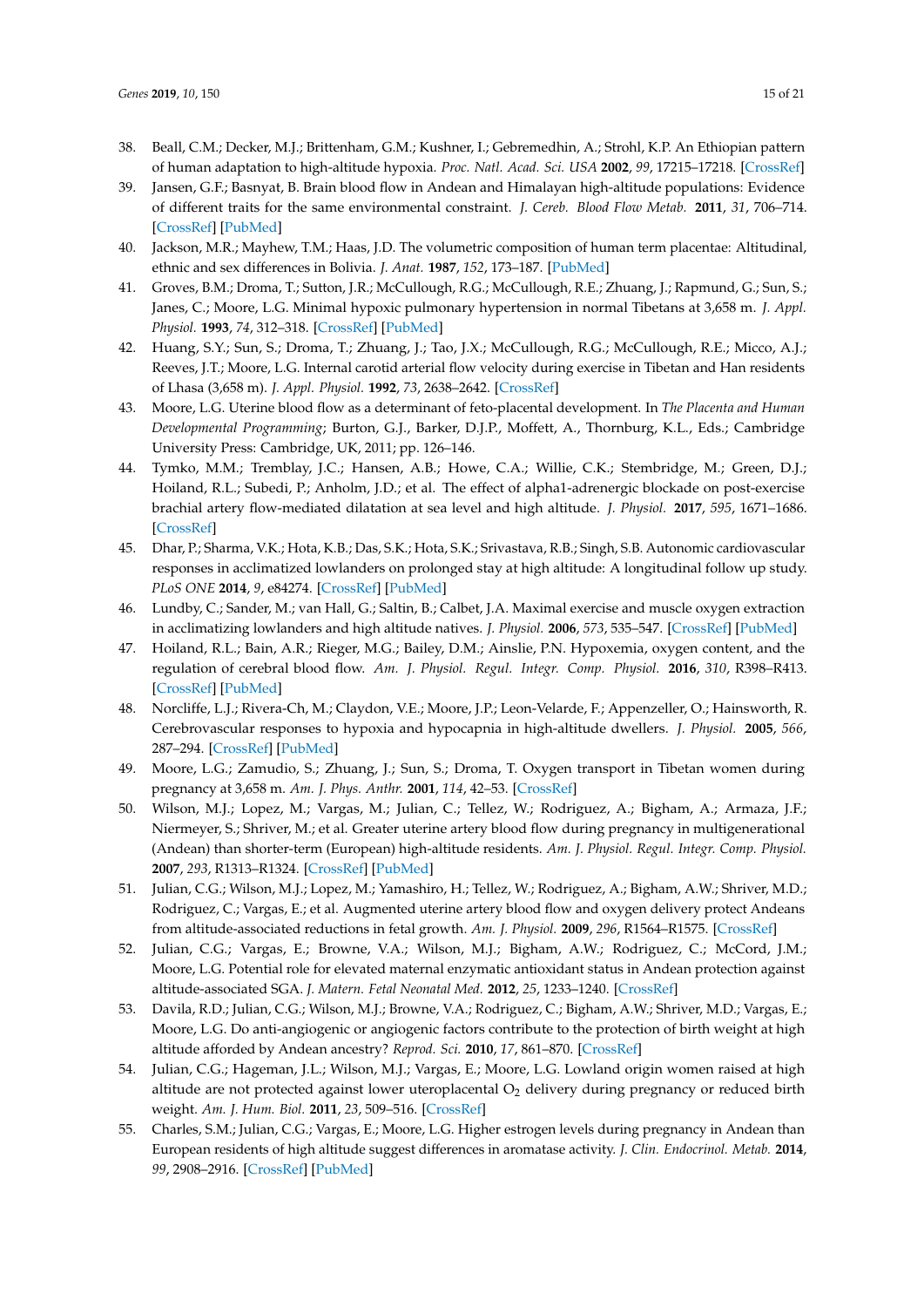38. Beall, C.M.; Decker, M.J.; Brittenham, G.M.; Kushner, I.; Gebremedhin, A.; Strohl, K.P. An Ethiopian pattern of human adaptation to high-altitude hypoxia. *Proc. Natl. Acad. Sci. USA* **2002**, *99*, 17215–17218. [CrossRef]
39. Jansen, G.F.; Basnyat, B. Brain blood flow in Andean and Himalayan high-altitude populations: Evidence of different traits for the same environmental constraint. *J. Cereb. Blood Flow Metab.* **2011**, *31*, 706–714. [CrossRef] [PubMed]
40. Jackson, M.R.; Mayhew, T.M.; Haas, J.D. The volumetric composition of human term placentae: Altitudinal, ethnic and sex differences in Bolivia. *J. Anat.* **1987**, *152*, 173–187. [PubMed]
41. Groves, B.M.; Droma, T.; Sutton, J.R.; McCullough, R.G.; McCullough, R.E.; Zhuang, J.; Rapmund, G.; Sun, S.; Janes, C.; Moore, L.G. Minimal hypoxic pulmonary hypertension in normal Tibetans at 3,658 m. *J. Appl. Physiol.* **1993**, *74*, 312–318. [CrossRef] [PubMed]
42. Huang, S.Y.; Sun, S.; Droma, T.; Zhuang, J.; Tao, J.X.; McCullough, R.G.; McCullough, R.E.; Micco, A.J.; Reeves, J.T.; Moore, L.G. Internal carotid arterial flow velocity during exercise in Tibetan and Han residents of Lhasa (3,658 m). *J. Appl. Physiol.* **1992**, *73*, 2638–2642. [CrossRef]
43. Moore, L.G. Uterine blood flow as a determinant of feto-placental development. In *The Placenta and Human Developmental Programming*; Burton, G.J., Barker, D.J.P., Moffett, A., Thornburg, K.L., Eds.; Cambridge University Press: Cambridge, UK, 2011; pp. 126–146.
44. Tymko, M.M.; Tremblay, J.C.; Hansen, A.B.; Howe, C.A.; Willie, C.K.; Stembridge, M.; Green, D.J.; Hoiland, R.L.; Subedi, P.; Anholm, J.D.; et al. The effect of alpha1-adrenergic blockade on post-exercise brachial artery flow-mediated dilatation at sea level and high altitude. *J. Physiol.* **2017**, *595*, 1671–1686. [CrossRef]
45. Dhar, P.; Sharma, V.K.; Hota, K.B.; Das, S.K.; Hota, S.K.; Srivastava, R.B.; Singh, S.B. Autonomic cardiovascular responses in acclimatized lowlanders on prolonged stay at high altitude: A longitudinal follow up study. *PLoS ONE* **2014**, *9*, e84274. [CrossRef] [PubMed]
46. Lundby, C.; Sander, M.; van Hall, G.; Saltin, B.; Calbet, J.A. Maximal exercise and muscle oxygen extraction in acclimatizing lowlanders and high altitude natives. *J. Physiol.* **2006**, *573*, 535–547. [CrossRef] [PubMed]
47. Hoiland, R.L.; Bain, A.R.; Rieger, M.G.; Bailey, D.M.; Ainslie, P.N. Hypoxemia, oxygen content, and the regulation of cerebral blood flow. *Am. J. Physiol. Regul. Integr. Comp. Physiol.* **2016**, *310*, R398–R413. [CrossRef] [PubMed]
48. Norcliffe, L.J.; Rivera-Ch, M.; Claydon, V.E.; Moore, J.P.; Leon-Velarde, F.; Appenzeller, O.; Hainsworth, R. Cerebrovascular responses to hypoxia and hypocapnia in high-altitude dwellers. *J. Physiol.* **2005**, *566*, 287–294. [CrossRef] [PubMed]
49. Moore, L.G.; Zamudio, S.; Zhuang, J.; Sun, S.; Droma, T. Oxygen transport in Tibetan women during pregnancy at 3,658 m. *Am. J. Phys. Anthr.* **2001**, *114*, 42–53. [CrossRef]
50. Wilson, M.J.; Lopez, M.; Vargas, M.; Julian, C.; Tellez, W.; Rodriguez, A.; Bigham, A.; Armaza, J.F.; Niermeyer, S.; Shriver, M.; et al. Greater uterine artery blood flow during pregnancy in multigenerational (Andean) than shorter-term (European) high-altitude residents. *Am. J. Physiol. Regul. Integr. Comp. Physiol.* **2007**, *293*, R1313–R1324. [CrossRef] [PubMed]
51. Julian, C.G.; Wilson, M.J.; Lopez, M.; Yamashiro, H.; Tellez, W.; Rodriguez, A.; Bigham, A.W.; Shriver, M.D.; Rodriguez, C.; Vargas, E.; et al. Augmented uterine artery blood flow and oxygen delivery protect Andeans from altitude-associated reductions in fetal growth. *Am. J. Physiol.* **2009**, *296*, R1564–R1575. [CrossRef]
52. Julian, C.G.; Vargas, E.; Browne, V.A.; Wilson, M.J.; Bigham, A.W.; Rodriguez, C.; McCord, J.M.; Moore, L.G. Potential role for elevated maternal enzymatic antioxidant status in Andean protection against altitude-associated SGA. *J. Matern. Fetal Neonatal Med.* **2012**, *25*, 1233–1240. [CrossRef]
53. Davila, R.D.; Julian, C.G.; Wilson, M.J.; Browne, V.A.; Rodriguez, C.; Bigham, A.W.; Shriver, M.D.; Vargas, E.; Moore, L.G. Do anti-angiogenic or angiogenic factors contribute to the protection of birth weight at high altitude afforded by Andean ancestry? *Reprod. Sci.* **2010**, *17*, 861–870. [CrossRef]
54. Julian, C.G.; Hageman, J.L.; Wilson, M.J.; Vargas, E.; Moore, L.G. Lowland origin women raised at high altitude are not protected against lower uteroplacental $O_2$ delivery during pregnancy or reduced birth weight. *Am. J. Hum. Biol.* **2011**, *23*, 509–516. [CrossRef]
55. Charles, S.M.; Julian, C.G.; Vargas, E.; Moore, L.G. Higher estrogen levels during pregnancy in Andean than European residents of high altitude suggest differences in aromatase activity. *J. Clin. Endocrinol. Metab.* **2014**, *99*, 2908–2916. [CrossRef] [PubMed]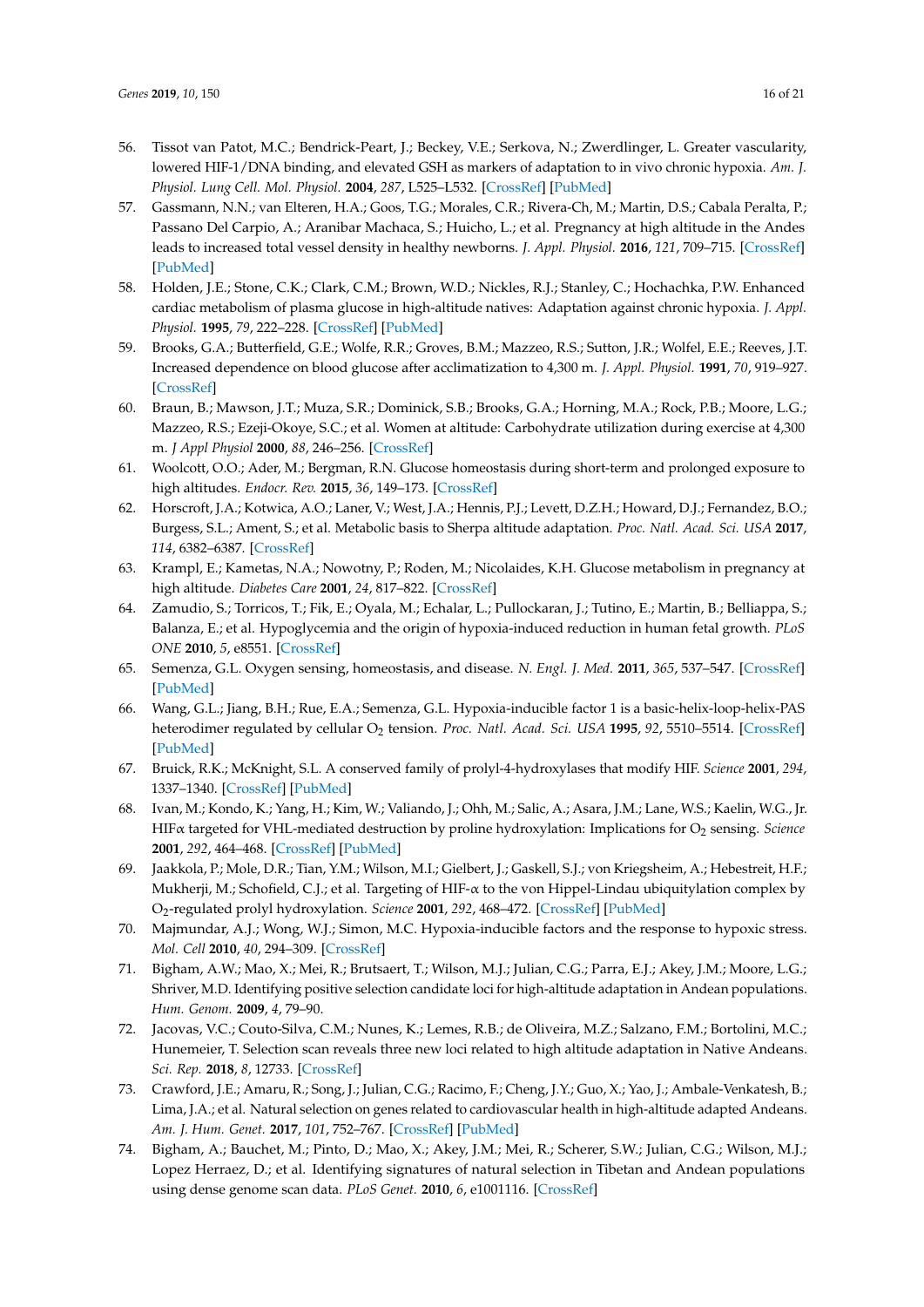56. Tissot van Patot, M.C.; Bendrick-Peart, J.; Beckey, V.E.; Serkova, N.; Zwerdlinger, L. Greater vascularity, lowered HIF-1/DNA binding, and elevated GSH as markers of adaptation to in vivo chronic hypoxia. *Am. J. Physiol. Lung Cell. Mol. Physiol.* **2004**, *287*, L525–L532. [CrossRef] [PubMed]
57. Gassmann, N.N.; van Elteren, H.A.; Goos, T.G.; Morales, C.R.; Rivera-Ch, M.; Martin, D.S.; Cabala Peralta, P.; Passano Del Carpio, A.; Aranibar Machaca, S.; Huicho, L.; et al. Pregnancy at high altitude in the Andes leads to increased total vessel density in healthy newborns. *J. Appl. Physiol.* **2016**, *121*, 709–715. [CrossRef] [PubMed]
58. Holden, J.E.; Stone, C.K.; Clark, C.M.; Brown, W.D.; Nickles, R.J.; Stanley, C.; Hochachka, P.W. Enhanced cardiac metabolism of plasma glucose in high-altitude natives: Adaptation against chronic hypoxia. *J. Appl. Physiol.* **1995**, *79*, 222–228. [CrossRef] [PubMed]
59. Brooks, G.A.; Butterfield, G.E.; Wolfe, R.R.; Groves, B.M.; Mazzeo, R.S.; Sutton, J.R.; Wolfel, E.E.; Reeves, J.T. Increased dependence on blood glucose after acclimatization to 4,300 m. *J. Appl. Physiol.* **1991**, *70*, 919–927. [CrossRef]
60. Braun, B.; Mawson, J.T.; Muza, S.R.; Dominick, S.B.; Brooks, G.A.; Horning, M.A.; Rock, P.B.; Moore, L.G.; Mazzeo, R.S.; Ezeji-Okoye, S.C.; et al. Women at altitude: Carbohydrate utilization during exercise at 4,300 m. *J Appl Physiol* **2000**, *88*, 246–256. [CrossRef]
61. Woolcott, O.O.; Ader, M.; Bergman, R.N. Glucose homeostasis during short-term and prolonged exposure to high altitudes. *Endocr. Rev.* **2015**, *36*, 149–173. [CrossRef]
62. Horscroft, J.A.; Kotwica, A.O.; Laner, V.; West, J.A.; Hennis, P.J.; Levett, D.Z.H.; Howard, D.J.; Fernandez, B.O.; Burgess, S.L.; Ament, S.; et al. Metabolic basis to Sherpa altitude adaptation. *Proc. Natl. Acad. Sci. USA* **2017**, *114*, 6382–6387. [CrossRef]
63. Krampl, E.; Kametas, N.A.; Nowotny, P.; Roden, M.; Nicolaides, K.H. Glucose metabolism in pregnancy at high altitude. *Diabetes Care* **2001**, *24*, 817–822. [CrossRef]
64. Zamudio, S.; Torricos, T.; Fik, E.; Oyala, M.; Echalar, L.; Pullockaran, J.; Tutino, E.; Martin, B.; Belliappa, S.; Balanza, E.; et al. Hypoglycemia and the origin of hypoxia-induced reduction in human fetal growth. *PLoS ONE* **2010**, *5*, e8551. [CrossRef]
65. Semenza, G.L. Oxygen sensing, homeostasis, and disease. *N. Engl. J. Med.* **2011**, *365*, 537–547. [CrossRef] [PubMed]
66. Wang, G.L.; Jiang, B.H.; Rue, E.A.; Semenza, G.L. Hypoxia-inducible factor 1 is a basic-helix-loop-helix-PAS heterodimer regulated by cellular $O_2$ tension. *Proc. Natl. Acad. Sci. USA* **1995**, *92*, 5510–5514. [CrossRef] [PubMed]
67. Bruick, R.K.; McKnight, S.L. A conserved family of prolyl-4-hydroxylases that modify HIF. *Science* **2001**, *294*, 1337–1340. [CrossRef] [PubMed]
68. Ivan, M.; Kondo, K.; Yang, H.; Kim, W.; Valiando, J.; Ohh, M.; Salic, A.; Asara, J.M.; Lane, W.S.; Kaelin, W.G., Jr. HIFα targeted for VHL-mediated destruction by proline hydroxylation: Implications for $O_2$ sensing. *Science* **2001**, *292*, 464–468. [CrossRef] [PubMed]
69. Jaakkola, P.; Mole, D.R.; Tian, Y.M.; Wilson, M.I.; Gielbert, J.; Gaskell, S.J.; von Kriegsheim, A.; Hebestreit, H.F.; Mukherji, M.; Schofield, C.J.; et al. Targeting of HIF-α to the von Hippel-Lindau ubiquitylation complex by $O_2$-regulated prolyl hydroxylation. *Science* **2001**, *292*, 468–472. [CrossRef] [PubMed]
70. Majmundar, A.J.; Wong, W.J.; Simon, M.C. Hypoxia-inducible factors and the response to hypoxic stress. *Mol. Cell* **2010**, *40*, 294–309. [CrossRef]
71. Bigham, A.W.; Mao, X.; Mei, R.; Brutsaert, T.; Wilson, M.J.; Julian, C.G.; Parra, E.J.; Akey, J.M.; Moore, L.G.; Shriver, M.D. Identifying positive selection candidate loci for high-altitude adaptation in Andean populations. *Hum. Genom.* **2009**, *4*, 79–90.
72. Jacovas, V.C.; Couto-Silva, C.M.; Nunes, K.; Lemes, R.B.; de Oliveira, M.Z.; Salzano, F.M.; Bortolini, M.C.; Hunemeier, T. Selection scan reveals three new loci related to high altitude adaptation in Native Andeans. *Sci. Rep.* **2018**, *8*, 12733. [CrossRef]
73. Crawford, J.E.; Amaru, R.; Song, J.; Julian, C.G.; Racimo, F.; Cheng, J.Y.; Guo, X.; Yao, J.; Ambale-Venkatesh, B.; Lima, J.A.; et al. Natural selection on genes related to cardiovascular health in high-altitude adapted Andeans. *Am. J. Hum. Genet.* **2017**, *101*, 752–767. [CrossRef] [PubMed]
74. Bigham, A.; Bauchet, M.; Pinto, D.; Mao, X.; Akey, J.M.; Mei, R.; Scherer, S.W.; Julian, C.G.; Wilson, M.J.; Lopez Herraez, D.; et al. Identifying signatures of natural selection in Tibetan and Andean populations using dense genome scan data. *PLoS Genet.* **2010**, *6*, e1001116. [CrossRef]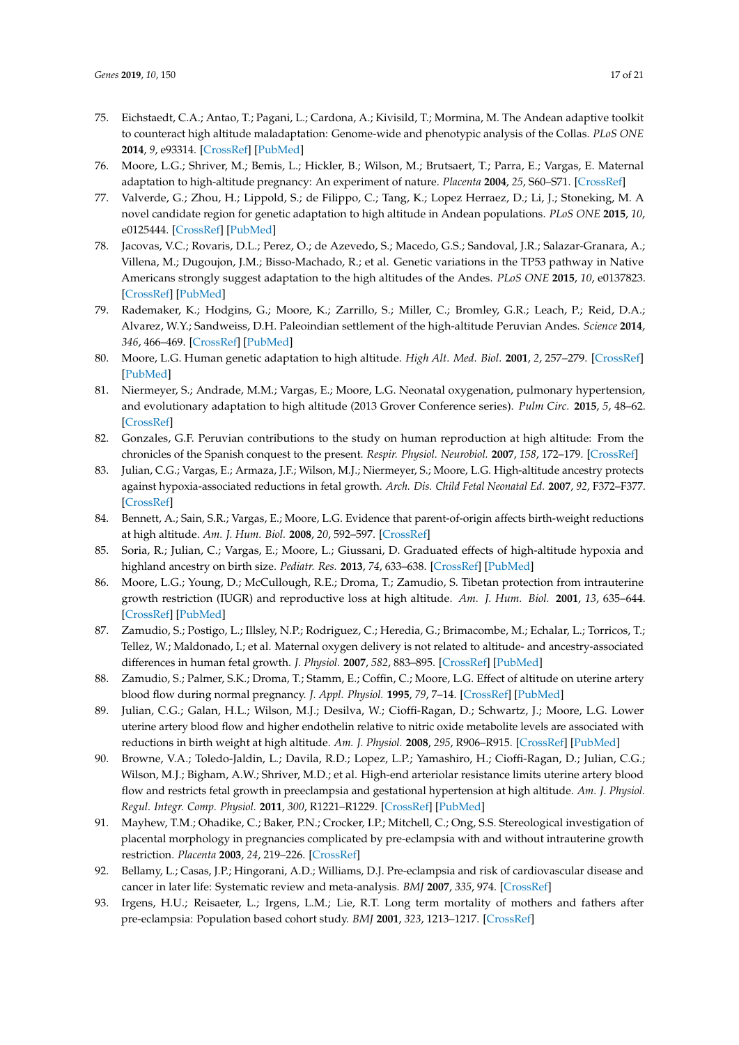75. Eichstaedt, C.A.; Antao, T.; Pagani, L.; Cardona, A.; Kivisild, T.; Mormina, M. The Andean adaptive toolkit to counteract high altitude maladaptation: Genome-wide and phenotypic analysis of the Collas. *PLoS ONE* **2014**, *9*, e93314. [CrossRef] [PubMed]
76. Moore, L.G.; Shriver, M.; Bemis, L.; Hickler, B.; Wilson, M.; Brutsaert, T.; Parra, E.; Vargas, E. Maternal adaptation to high-altitude pregnancy: An experiment of nature. *Placenta* **2004**, *25*, S60–S71. [CrossRef]
77. Valverde, G.; Zhou, H.; Lippold, S.; de Filippo, C.; Tang, K.; Lopez Herraez, D.; Li, J.; Stoneking, M. A novel candidate region for genetic adaptation to high altitude in Andean populations. *PLoS ONE* **2015**, *10*, e0125444. [CrossRef] [PubMed]
78. Jacovas, V.C.; Rovaris, D.L.; Perez, O.; de Azevedo, S.; Macedo, G.S.; Sandoval, J.R.; Salazar-Granara, A.; Villena, M.; Dugoujon, J.M.; Bisso-Machado, R.; et al. Genetic variations in the TP53 pathway in Native Americans strongly suggest adaptation to the high altitudes of the Andes. *PLoS ONE* **2015**, *10*, e0137823. [CrossRef] [PubMed]
79. Rademaker, K.; Hodgins, G.; Moore, K.; Zarrillo, S.; Miller, C.; Bromley, G.R.; Leach, P.; Reid, D.A.; Alvarez, W.Y.; Sandweiss, D.H. Paleoindian settlement of the high-altitude Peruvian Andes. *Science* **2014**, *346*, 466–469. [CrossRef] [PubMed]
80. Moore, L.G. Human genetic adaptation to high altitude. *High Alt. Med. Biol.* **2001**, *2*, 257–279. [CrossRef] [PubMed]
81. Niermeyer, S.; Andrade, M.M.; Vargas, E.; Moore, L.G. Neonatal oxygenation, pulmonary hypertension, and evolutionary adaptation to high altitude (2013 Grover Conference series). *Pulm Circ.* **2015**, *5*, 48–62. [CrossRef]
82. Gonzales, G.F. Peruvian contributions to the study on human reproduction at high altitude: From the chronicles of the Spanish conquest to the present. *Respir. Physiol. Neurobiol.* **2007**, *158*, 172–179. [CrossRef]
83. Julian, C.G.; Vargas, E.; Armaza, J.F.; Wilson, M.J.; Niermeyer, S.; Moore, L.G. High-altitude ancestry protects against hypoxia-associated reductions in fetal growth. *Arch. Dis. Child Fetal Neonatal Ed.* **2007**, *92*, F372–F377. [CrossRef]
84. Bennett, A.; Sain, S.R.; Vargas, E.; Moore, L.G. Evidence that parent-of-origin affects birth-weight reductions at high altitude. *Am. J. Hum. Biol.* **2008**, *20*, 592–597. [CrossRef]
85. Soria, R.; Julian, C.; Vargas, E.; Moore, L.; Giussani, D. Graduated effects of high-altitude hypoxia and highland ancestry on birth size. *Pediatr. Res.* **2013**, *74*, 633–638. [CrossRef] [PubMed]
86. Moore, L.G.; Young, D.; McCullough, R.E.; Droma, T.; Zamudio, S. Tibetan protection from intrauterine growth restriction (IUGR) and reproductive loss at high altitude. *Am. J. Hum. Biol.* **2001**, *13*, 635–644. [CrossRef] [PubMed]
87. Zamudio, S.; Postigo, L.; Illsley, N.P.; Rodriguez, C.; Heredia, G.; Brimacombe, M.; Echalar, L.; Torricos, T.; Tellez, W.; Maldonado, I.; et al. Maternal oxygen delivery is not related to altitude- and ancestry-associated differences in human fetal growth. *J. Physiol.* **2007**, *582*, 883–895. [CrossRef] [PubMed]
88. Zamudio, S.; Palmer, S.K.; Droma, T.; Stamm, E.; Coffin, C.; Moore, L.G. Effect of altitude on uterine artery blood flow during normal pregnancy. *J. Appl. Physiol.* **1995**, *79*, 7–14. [CrossRef] [PubMed]
89. Julian, C.G.; Galan, H.L.; Wilson, M.J.; Desilva, W.; Cioffi-Ragan, D.; Schwartz, J.; Moore, L.G. Lower uterine artery blood flow and higher endothelin relative to nitric oxide metabolite levels are associated with reductions in birth weight at high altitude. *Am. J. Physiol.* **2008**, *295*, R906–R915. [CrossRef] [PubMed]
90. Browne, V.A.; Toledo-Jaldin, L.; Davila, R.D.; Lopez, L.P.; Yamashiro, H.; Cioffi-Ragan, D.; Julian, C.G.; Wilson, M.J.; Bigham, A.W.; Shriver, M.D.; et al. High-end arteriolar resistance limits uterine artery blood flow and restricts fetal growth in preeclampsia and gestational hypertension at high altitude. *Am. J. Physiol. Regul. Integr. Comp. Physiol.* **2011**, *300*, R1221–R1229. [CrossRef] [PubMed]
91. Mayhew, T.M.; Ohadike, C.; Baker, P.N.; Crocker, I.P.; Mitchell, C.; Ong, S.S. Stereological investigation of placental morphology in pregnancies complicated by pre-eclampsia with and without intrauterine growth restriction. *Placenta* **2003**, *24*, 219–226. [CrossRef]
92. Bellamy, L.; Casas, J.P.; Hingorani, A.D.; Williams, D.J. Pre-eclampsia and risk of cardiovascular disease and cancer in later life: Systematic review and meta-analysis. *BMJ* **2007**, *335*, 974. [CrossRef]
93. Irgens, H.U.; Reisaeter, L.; Irgens, L.M.; Lie, R.T. Long term mortality of mothers and fathers after pre-eclampsia: Population based cohort study. *BMJ* **2001**, *323*, 1213–1217. [CrossRef]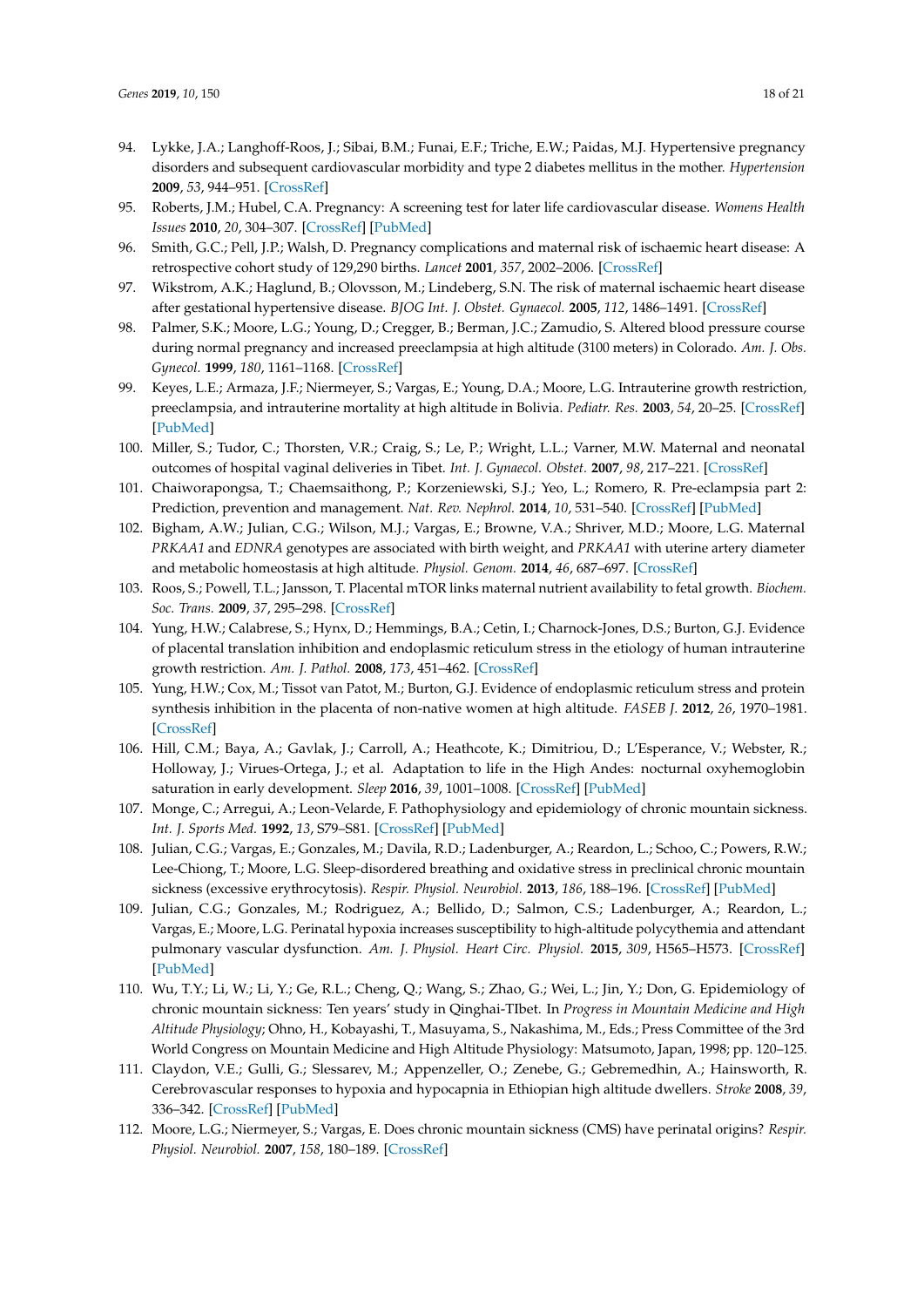94. Lykke, J.A.; Langhoff-Roos, J.; Sibai, B.M.; Funai, E.F.; Triche, E.W.; Paidas, M.J. Hypertensive pregnancy disorders and subsequent cardiovascular morbidity and type 2 diabetes mellitus in the mother. *Hypertension* **2009**, *53*, 944–951. [CrossRef]
95. Roberts, J.M.; Hubel, C.A. Pregnancy: A screening test for later life cardiovascular disease. *Womens Health Issues* **2010**, *20*, 304–307. [CrossRef] [PubMed]
96. Smith, G.C.; Pell, J.P.; Walsh, D. Pregnancy complications and maternal risk of ischaemic heart disease: A retrospective cohort study of 129,290 births. *Lancet* **2001**, *357*, 2002–2006. [CrossRef]
97. Wikstrom, A.K.; Haglund, B.; Olovsson, M.; Lindeberg, S.N. The risk of maternal ischaemic heart disease after gestational hypertensive disease. *BJOG Int. J. Obstet. Gynaecol.* **2005**, *112*, 1486–1491. [CrossRef]
98. Palmer, S.K.; Moore, L.G.; Young, D.; Cregger, B.; Berman, J.C.; Zamudio, S. Altered blood pressure course during normal pregnancy and increased preeclampsia at high altitude (3100 meters) in Colorado. *Am. J. Obs. Gynecol.* **1999**, *180*, 1161–1168. [CrossRef]
99. Keyes, L.E.; Armaza, J.F.; Niermeyer, S.; Vargas, E.; Young, D.A.; Moore, L.G. Intrauterine growth restriction, preeclampsia, and intrauterine mortality at high altitude in Bolivia. *Pediatr. Res.* **2003**, *54*, 20–25. [CrossRef] [PubMed]
100. Miller, S.; Tudor, C.; Thorsten, V.R.; Craig, S.; Le, P.; Wright, L.L.; Varner, M.W. Maternal and neonatal outcomes of hospital vaginal deliveries in Tibet. *Int. J. Gynaecol. Obstet.* **2007**, *98*, 217–221. [CrossRef]
101. Chaiworapongsa, T.; Chaemsaithong, P.; Korzeniewski, S.J.; Yeo, L.; Romero, R. Pre-eclampsia part 2: Prediction, prevention and management. *Nat. Rev. Nephrol.* **2014**, *10*, 531–540. [CrossRef] [PubMed]
102. Bigham, A.W.; Julian, C.G.; Wilson, M.J.; Vargas, E.; Browne, V.A.; Shriver, M.D.; Moore, L.G. Maternal *PRKAA1* and *EDNRA* genotypes are associated with birth weight, and *PRKAA1* with uterine artery diameter and metabolic homeostasis at high altitude. *Physiol. Genom.* **2014**, *46*, 687–697. [CrossRef]
103. Roos, S.; Powell, T.L.; Jansson, T. Placental mTOR links maternal nutrient availability to fetal growth. *Biochem. Soc. Trans.* **2009**, *37*, 295–298. [CrossRef]
104. Yung, H.W.; Calabrese, S.; Hynx, D.; Hemmings, B.A.; Cetin, I.; Charnock-Jones, D.S.; Burton, G.J. Evidence of placental translation inhibition and endoplasmic reticulum stress in the etiology of human intrauterine growth restriction. *Am. J. Pathol.* **2008**, *173*, 451–462. [CrossRef]
105. Yung, H.W.; Cox, M.; Tissot van Patot, M.; Burton, G.J. Evidence of endoplasmic reticulum stress and protein synthesis inhibition in the placenta of non-native women at high altitude. *FASEB J.* **2012**, *26*, 1970–1981. [CrossRef]
106. Hill, C.M.; Baya, A.; Gavlak, J.; Carroll, A.; Heathcote, K.; Dimitriou, D.; L'Esperance, V.; Webster, R.; Holloway, J.; Virues-Ortega, J.; et al. Adaptation to life in the High Andes: nocturnal oxyhemoglobin saturation in early development. *Sleep* **2016**, *39*, 1001–1008. [CrossRef] [PubMed]
107. Monge, C.; Arregui, A.; Leon-Velarde, F. Pathophysiology and epidemiology of chronic mountain sickness. *Int. J. Sports Med.* **1992**, *13*, S79–S81. [CrossRef] [PubMed]
108. Julian, C.G.; Vargas, E.; Gonzales, M.; Davila, R.D.; Ladenburger, A.; Reardon, L.; Schoo, C.; Powers, R.W.; Lee-Chiong, T.; Moore, L.G. Sleep-disordered breathing and oxidative stress in preclinical chronic mountain sickness (excessive erythrocytosis). *Respir. Physiol. Neurobiol.* **2013**, *186*, 188–196. [CrossRef] [PubMed]
109. Julian, C.G.; Gonzales, M.; Rodriguez, A.; Bellido, D.; Salmon, C.S.; Ladenburger, A.; Reardon, L.; Vargas, E.; Moore, L.G. Perinatal hypoxia increases susceptibility to high-altitude polycythemia and attendant pulmonary vascular dysfunction. *Am. J. Physiol. Heart Circ. Physiol.* **2015**, *309*, H565–H573. [CrossRef] [PubMed]
110. Wu, T.Y.; Li, W.; Li, Y.; Ge, R.L.; Cheng, Q.; Wang, S.; Zhao, G.; Wei, L.; Jin, Y.; Don, G. Epidemiology of chronic mountain sickness: Ten years' study in Qinghai-TIbet. In *Progress in Mountain Medicine and High Altitude Physiology*; Ohno, H., Kobayashi, T., Masuyama, S., Nakashima, M., Eds.; Press Committee of the 3rd World Congress on Mountain Medicine and High Altitude Physiology: Matsumoto, Japan, 1998; pp. 120–125.
111. Claydon, V.E.; Gulli, G.; Slessarev, M.; Appenzeller, O.; Zenebe, G.; Gebremedhin, A.; Hainsworth, R. Cerebrovascular responses to hypoxia and hypocapnia in Ethiopian high altitude dwellers. *Stroke* **2008**, *39*, 336–342. [CrossRef] [PubMed]
112. Moore, L.G.; Niermeyer, S.; Vargas, E. Does chronic mountain sickness (CMS) have perinatal origins? *Respir. Physiol. Neurobiol.* **2007**, *158*, 180–189. [CrossRef]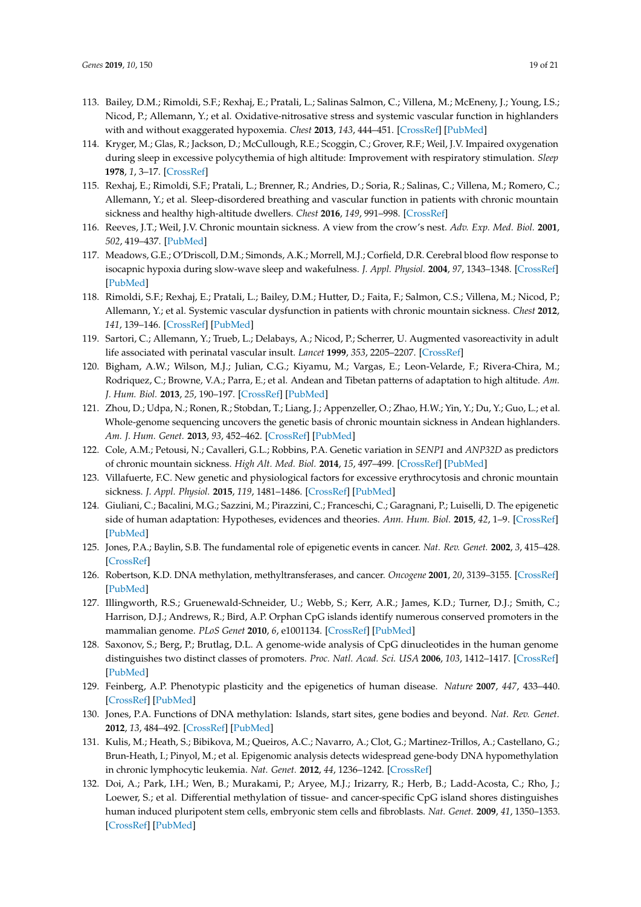113. Bailey, D.M.; Rimoldi, S.F.; Rexhaj, E.; Pratali, L.; Salinas Salmon, C.; Villena, M.; McEneny, J.; Young, I.S.; Nicod, P.; Allemann, Y.; et al. Oxidative-nitrosative stress and systemic vascular function in highlanders with and without exaggerated hypoxemia. *Chest* **2013**, *143*, 444–451. [CrossRef] [PubMed]
114. Kryger, M.; Glas, R.; Jackson, D.; McCullough, R.E.; Scoggin, C.; Grover, R.F.; Weil, J.V. Impaired oxygenation during sleep in excessive polycythemia of high altitude: Improvement with respiratory stimulation. *Sleep* **1978**, *1*, 3–17. [CrossRef]
115. Rexhaj, E.; Rimoldi, S.F.; Pratali, L.; Brenner, R.; Andries, D.; Soria, R.; Salinas, C.; Villena, M.; Romero, C.; Allemann, Y.; et al. Sleep-disordered breathing and vascular function in patients with chronic mountain sickness and healthy high-altitude dwellers. *Chest* **2016**, *149*, 991–998. [CrossRef]
116. Reeves, J.T.; Weil, J.V. Chronic mountain sickness. A view from the crow's nest. *Adv. Exp. Med. Biol.* **2001**, *502*, 419–437. [PubMed]
117. Meadows, G.E.; O'Driscoll, D.M.; Simonds, A.K.; Morrell, M.J.; Corfield, D.R. Cerebral blood flow response to isocapnic hypoxia during slow-wave sleep and wakefulness. *J. Appl. Physiol.* **2004**, *97*, 1343–1348. [CrossRef] [PubMed]
118. Rimoldi, S.F.; Rexhaj, E.; Pratali, L.; Bailey, D.M.; Hutter, D.; Faita, F.; Salmon, C.S.; Villena, M.; Nicod, P.; Allemann, Y.; et al. Systemic vascular dysfunction in patients with chronic mountain sickness. *Chest* **2012**, *141*, 139–146. [CrossRef] [PubMed]
119. Sartori, C.; Allemann, Y.; Trueb, L.; Delabays, A.; Nicod, P.; Scherrer, U. Augmented vasoreactivity in adult life associated with perinatal vascular insult. *Lancet* **1999**, *353*, 2205–2207. [CrossRef]
120. Bigham, A.W.; Wilson, M.J.; Julian, C.G.; Kiyamu, M.; Vargas, E.; Leon-Velarde, F.; Rivera-Chira, M.; Rodriquez, C.; Browne, V.A.; Parra, E.; et al. Andean and Tibetan patterns of adaptation to high altitude. *Am. J. Hum. Biol.* **2013**, *25*, 190–197. [CrossRef] [PubMed]
121. Zhou, D.; Udpa, N.; Ronen, R.; Stobdan, T.; Liang, J.; Appenzeller, O.; Zhao, H.W.; Yin, Y.; Du, Y.; Guo, L.; et al. Whole-genome sequencing uncovers the genetic basis of chronic mountain sickness in Andean highlanders. *Am. J. Hum. Genet.* **2013**, *93*, 452–462. [CrossRef] [PubMed]
122. Cole, A.M.; Petousi, N.; Cavalleri, G.L.; Robbins, P.A. Genetic variation in *SENP1* and *ANP32D* as predictors of chronic mountain sickness. *High Alt. Med. Biol.* **2014**, *15*, 497–499. [CrossRef] [PubMed]
123. Villafuerte, F.C. New genetic and physiological factors for excessive erythrocytosis and chronic mountain sickness. *J. Appl. Physiol.* **2015**, *119*, 1481–1486. [CrossRef] [PubMed]
124. Giuliani, C.; Bacalini, M.G.; Sazzini, M.; Pirazzini, C.; Franceschi, C.; Garagnani, P.; Luiselli, D. The epigenetic side of human adaptation: Hypotheses, evidences and theories. *Ann. Hum. Biol.* **2015**, *42*, 1–9. [CrossRef] [PubMed]
125. Jones, P.A.; Baylin, S.B. The fundamental role of epigenetic events in cancer. *Nat. Rev. Genet.* **2002**, *3*, 415–428. [CrossRef]
126. Robertson, K.D. DNA methylation, methyltransferases, and cancer. *Oncogene* **2001**, *20*, 3139–3155. [CrossRef] [PubMed]
127. Illingworth, R.S.; Gruenewald-Schneider, U.; Webb, S.; Kerr, A.R.; James, K.D.; Turner, D.J.; Smith, C.; Harrison, D.J.; Andrews, R.; Bird, A.P. Orphan CpG islands identify numerous conserved promoters in the mammalian genome. *PLoS Genet* **2010**, *6*, e1001134. [CrossRef] [PubMed]
128. Saxonov, S.; Berg, P.; Brutlag, D.L. A genome-wide analysis of CpG dinucleotides in the human genome distinguishes two distinct classes of promoters. *Proc. Natl. Acad. Sci. USA* **2006**, *103*, 1412–1417. [CrossRef] [PubMed]
129. Feinberg, A.P. Phenotypic plasticity and the epigenetics of human disease. *Nature* **2007**, *447*, 433–440. [CrossRef] [PubMed]
130. Jones, P.A. Functions of DNA methylation: Islands, start sites, gene bodies and beyond. *Nat. Rev. Genet.* **2012**, *13*, 484–492. [CrossRef] [PubMed]
131. Kulis, M.; Heath, S.; Bibikova, M.; Queiros, A.C.; Navarro, A.; Clot, G.; Martinez-Trillos, A.; Castellano, G.; Brun-Heath, I.; Pinyol, M.; et al. Epigenomic analysis detects widespread gene-body DNA hypomethylation in chronic lymphocytic leukemia. *Nat. Genet.* **2012**, *44*, 1236–1242. [CrossRef]
132. Doi, A.; Park, I.H.; Wen, B.; Murakami, P.; Aryee, M.J.; Irizarry, R.; Herb, B.; Ladd-Acosta, C.; Rho, J.; Loewer, S.; et al. Differential methylation of tissue- and cancer-specific CpG island shores distinguishes human induced pluripotent stem cells, embryonic stem cells and fibroblasts. *Nat. Genet.* **2009**, *41*, 1350–1353. [CrossRef] [PubMed]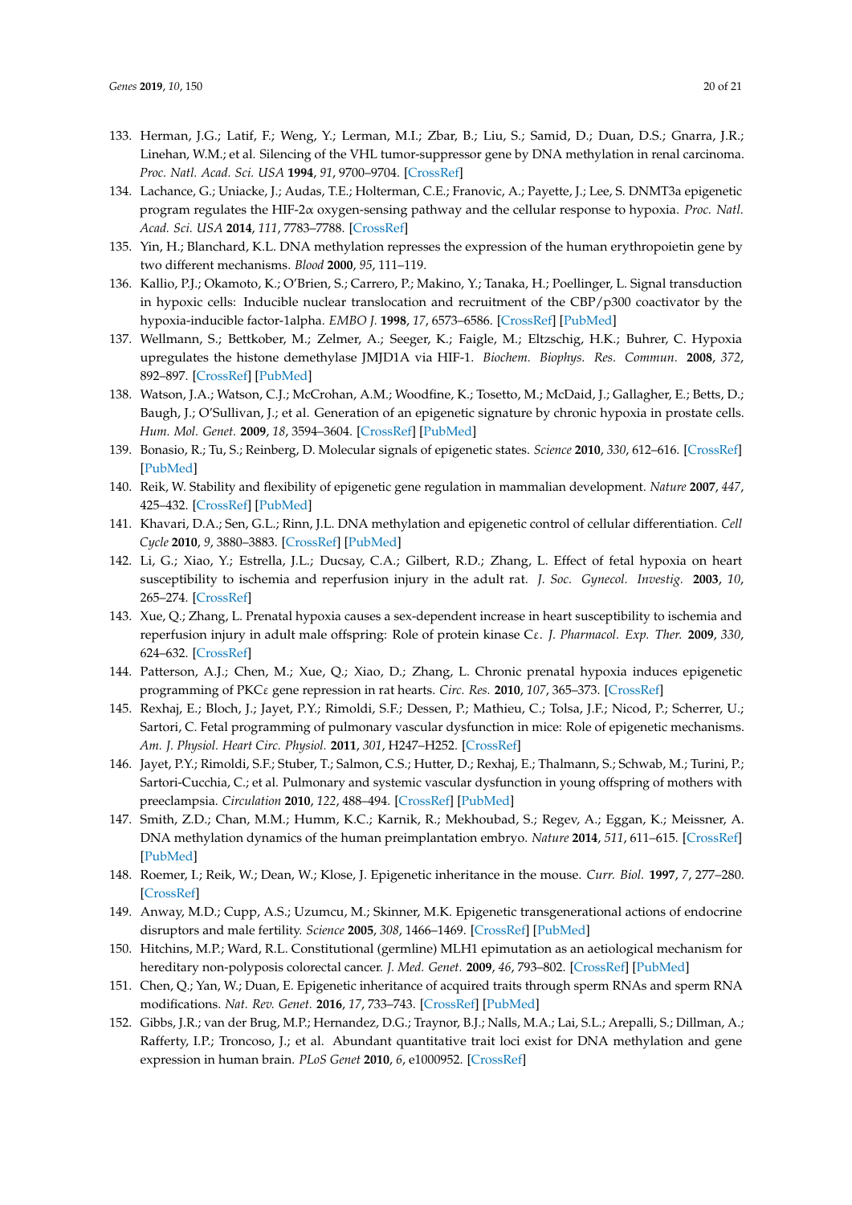133. Herman, J.G.; Latif, F.; Weng, Y.; Lerman, M.I.; Zbar, B.; Liu, S.; Samid, D.; Duan, D.S.; Gnarra, J.R.; Linehan, W.M.; et al. Silencing of the VHL tumor-suppressor gene by DNA methylation in renal carcinoma. *Proc. Natl. Acad. Sci. USA* **1994**, *91*, 9700–9704. [CrossRef]
134. Lachance, G.; Uniacke, J.; Audas, T.E.; Holterman, C.E.; Franovic, A.; Payette, J.; Lee, S. DNMT3a epigenetic program regulates the HIF-2α oxygen-sensing pathway and the cellular response to hypoxia. *Proc. Natl. Acad. Sci. USA* **2014**, *111*, 7783–7788. [CrossRef]
135. Yin, H.; Blanchard, K.L. DNA methylation represses the expression of the human erythropoietin gene by two different mechanisms. *Blood* **2000**, *95*, 111–119.
136. Kallio, P.J.; Okamoto, K.; O'Brien, S.; Carrero, P.; Makino, Y.; Tanaka, H.; Poellinger, L. Signal transduction in hypoxic cells: Inducible nuclear translocation and recruitment of the CBP/p300 coactivator by the hypoxia-inducible factor-1alpha. *EMBO J.* **1998**, *17*, 6573–6586. [CrossRef] [PubMed]
137. Wellmann, S.; Bettkober, M.; Zelmer, A.; Seeger, K.; Faigle, M.; Eltzschig, H.K.; Buhrer, C. Hypoxia upregulates the histone demethylase JMJD1A via HIF-1. *Biochem. Biophys. Res. Commun.* **2008**, *372*, 892–897. [CrossRef] [PubMed]
138. Watson, J.A.; Watson, C.J.; McCrohan, A.M.; Woodfine, K.; Tosetto, M.; McDaid, J.; Gallagher, E.; Betts, D.; Baugh, J.; O'Sullivan, J.; et al. Generation of an epigenetic signature by chronic hypoxia in prostate cells. *Hum. Mol. Genet.* **2009**, *18*, 3594–3604. [CrossRef] [PubMed]
139. Bonasio, R.; Tu, S.; Reinberg, D. Molecular signals of epigenetic states. *Science* **2010**, *330*, 612–616. [CrossRef] [PubMed]
140. Reik, W. Stability and flexibility of epigenetic gene regulation in mammalian development. *Nature* **2007**, *447*, 425–432. [CrossRef] [PubMed]
141. Khavari, D.A.; Sen, G.L.; Rinn, J.L. DNA methylation and epigenetic control of cellular differentiation. *Cell Cycle* **2010**, *9*, 3880–3883. [CrossRef] [PubMed]
142. Li, G.; Xiao, Y.; Estrella, J.L.; Ducsay, C.A.; Gilbert, R.D.; Zhang, L. Effect of fetal hypoxia on heart susceptibility to ischemia and reperfusion injury in the adult rat. *J. Soc. Gynecol. Investig.* **2003**, *10*, 265–274. [CrossRef]
143. Xue, Q.; Zhang, L. Prenatal hypoxia causes a sex-dependent increase in heart susceptibility to ischemia and reperfusion injury in adult male offspring: Role of protein kinase Cε. *J. Pharmacol. Exp. Ther.* **2009**, *330*, 624–632. [CrossRef]
144. Patterson, A.J.; Chen, M.; Xue, Q.; Xiao, D.; Zhang, L. Chronic prenatal hypoxia induces epigenetic programming of PKCε gene repression in rat hearts. *Circ. Res.* **2010**, *107*, 365–373. [CrossRef]
145. Rexhaj, E.; Bloch, J.; Jayet, P.Y.; Rimoldi, S.F.; Dessen, P.; Mathieu, C.; Tolsa, J.F.; Nicod, P.; Scherrer, U.; Sartori, C. Fetal programming of pulmonary vascular dysfunction in mice: Role of epigenetic mechanisms. *Am. J. Physiol. Heart Circ. Physiol.* **2011**, *301*, H247–H252. [CrossRef]
146. Jayet, P.Y.; Rimoldi, S.F.; Stuber, T.; Salmon, C.S.; Hutter, D.; Rexhaj, E.; Thalmann, S.; Schwab, M.; Turini, P.; Sartori-Cucchia, C.; et al. Pulmonary and systemic vascular dysfunction in young offspring of mothers with preeclampsia. *Circulation* **2010**, *122*, 488–494. [CrossRef] [PubMed]
147. Smith, Z.D.; Chan, M.M.; Humm, K.C.; Karnik, R.; Mekhoubad, S.; Regev, A.; Eggan, K.; Meissner, A. DNA methylation dynamics of the human preimplantation embryo. *Nature* **2014**, *511*, 611–615. [CrossRef] [PubMed]
148. Roemer, I.; Reik, W.; Dean, W.; Klose, J. Epigenetic inheritance in the mouse. *Curr. Biol.* **1997**, *7*, 277–280. [CrossRef]
149. Anway, M.D.; Cupp, A.S.; Uzumcu, M.; Skinner, M.K. Epigenetic transgenerational actions of endocrine disruptors and male fertility. *Science* **2005**, *308*, 1466–1469. [CrossRef] [PubMed]
150. Hitchins, M.P.; Ward, R.L. Constitutional (germline) MLH1 epimutation as an aetiological mechanism for hereditary non-polyposis colorectal cancer. *J. Med. Genet.* **2009**, *46*, 793–802. [CrossRef] [PubMed]
151. Chen, Q.; Yan, W.; Duan, E. Epigenetic inheritance of acquired traits through sperm RNAs and sperm RNA modifications. *Nat. Rev. Genet.* **2016**, *17*, 733–743. [CrossRef] [PubMed]
152. Gibbs, J.R.; van der Brug, M.P.; Hernandez, D.G.; Traynor, B.J.; Nalls, M.A.; Lai, S.L.; Arepalli, S.; Dillman, A.; Rafferty, I.P.; Troncoso, J.; et al. Abundant quantitative trait loci exist for DNA methylation and gene expression in human brain. *PLoS Genet* **2010**, *6*, e1000952. [CrossRef]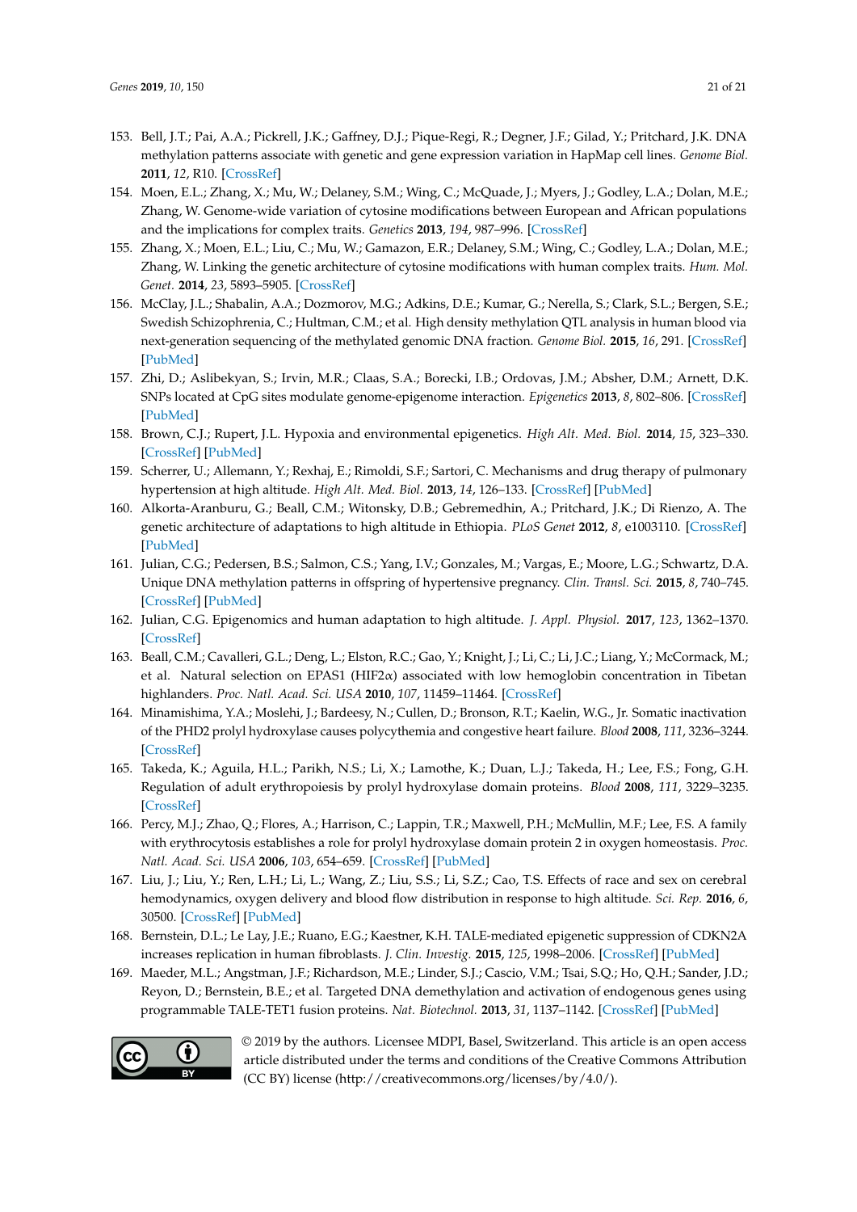153. Bell, J.T.; Pai, A.A.; Pickrell, J.K.; Gaffney, D.J.; Pique-Regi, R.; Degner, J.F.; Gilad, Y.; Pritchard, J.K. DNA methylation patterns associate with genetic and gene expression variation in HapMap cell lines. *Genome Biol.* **2011**, *12*, R10. [CrossRef]
154. Moen, E.L.; Zhang, X.; Mu, W.; Delaney, S.M.; Wing, C.; McQuade, J.; Myers, J.; Godley, L.A.; Dolan, M.E.; Zhang, W. Genome-wide variation of cytosine modifications between European and African populations and the implications for complex traits. *Genetics* **2013**, *194*, 987–996. [CrossRef]
155. Zhang, X.; Moen, E.L.; Liu, C.; Mu, W.; Gamazon, E.R.; Delaney, S.M.; Wing, C.; Godley, L.A.; Dolan, M.E.; Zhang, W. Linking the genetic architecture of cytosine modifications with human complex traits. *Hum. Mol. Genet.* **2014**, *23*, 5893–5905. [CrossRef]
156. McClay, J.L.; Shabalin, A.A.; Dozmorov, M.G.; Adkins, D.E.; Kumar, G.; Nerella, S.; Clark, S.L.; Bergen, S.E.; Swedish Schizophrenia, C.; Hultman, C.M.; et al. High density methylation QTL analysis in human blood via next-generation sequencing of the methylated genomic DNA fraction. *Genome Biol.* **2015**, *16*, 291. [CrossRef] [PubMed]
157. Zhi, D.; Aslibekyan, S.; Irvin, M.R.; Claas, S.A.; Borecki, I.B.; Ordovas, J.M.; Absher, D.M.; Arnett, D.K. SNPs located at CpG sites modulate genome-epigenome interaction. *Epigenetics* **2013**, *8*, 802–806. [CrossRef] [PubMed]
158. Brown, C.J.; Rupert, J.L. Hypoxia and environmental epigenetics. *High Alt. Med. Biol.* **2014**, *15*, 323–330. [CrossRef] [PubMed]
159. Scherrer, U.; Allemann, Y.; Rexhaj, E.; Rimoldi, S.F.; Sartori, C. Mechanisms and drug therapy of pulmonary hypertension at high altitude. *High Alt. Med. Biol.* **2013**, *14*, 126–133. [CrossRef] [PubMed]
160. Alkorta-Aranburu, G.; Beall, C.M.; Witonsky, D.B.; Gebremedhin, A.; Pritchard, J.K.; Di Rienzo, A. The genetic architecture of adaptations to high altitude in Ethiopia. *PLoS Genet* **2012**, *8*, e1003110. [CrossRef] [PubMed]
161. Julian, C.G.; Pedersen, B.S.; Salmon, C.S.; Yang, I.V.; Gonzales, M.; Vargas, E.; Moore, L.G.; Schwartz, D.A. Unique DNA methylation patterns in offspring of hypertensive pregnancy. *Clin. Transl. Sci.* **2015**, *8*, 740–745. [CrossRef] [PubMed]
162. Julian, C.G. Epigenomics and human adaptation to high altitude. *J. Appl. Physiol.* **2017**, *123*, 1362–1370. [CrossRef]
163. Beall, C.M.; Cavalleri, G.L.; Deng, L.; Elston, R.C.; Gao, Y.; Knight, J.; Li, C.; Li, J.C.; Liang, Y.; McCormack, M.; et al. Natural selection on EPAS1 (HIF2α) associated with low hemoglobin concentration in Tibetan highlanders. *Proc. Natl. Acad. Sci. USA* **2010**, *107*, 11459–11464. [CrossRef]
164. Minamishima, Y.A.; Moslehi, J.; Bardeesy, N.; Cullen, D.; Bronson, R.T.; Kaelin, W.G., Jr. Somatic inactivation of the PHD2 prolyl hydroxylase causes polycythemia and congestive heart failure. *Blood* **2008**, *111*, 3236–3244. [CrossRef]
165. Takeda, K.; Aguila, H.L.; Parikh, N.S.; Li, X.; Lamothe, K.; Duan, L.J.; Takeda, H.; Lee, F.S.; Fong, G.H. Regulation of adult erythropoiesis by prolyl hydroxylase domain proteins. *Blood* **2008**, *111*, 3229–3235. [CrossRef]
166. Percy, M.J.; Zhao, Q.; Flores, A.; Harrison, C.; Lappin, T.R.; Maxwell, P.H.; McMullin, M.F.; Lee, F.S. A family with erythrocytosis establishes a role for prolyl hydroxylase domain protein 2 in oxygen homeostasis. *Proc. Natl. Acad. Sci. USA* **2006**, *103*, 654–659. [CrossRef] [PubMed]
167. Liu, J.; Liu, Y.; Ren, L.H.; Li, L.; Wang, Z.; Liu, S.S.; Li, S.Z.; Cao, T.S. Effects of race and sex on cerebral hemodynamics, oxygen delivery and blood flow distribution in response to high altitude. *Sci. Rep.* **2016**, *6*, 30500. [CrossRef] [PubMed]
168. Bernstein, D.L.; Le Lay, J.E.; Ruano, E.G.; Kaestner, K.H. TALE-mediated epigenetic suppression of CDKN2A increases replication in human fibroblasts. *J. Clin. Investig.* **2015**, *125*, 1998–2006. [CrossRef] [PubMed]
169. Maeder, M.L.; Angstman, J.F.; Richardson, M.E.; Linder, S.J.; Cascio, V.M.; Tsai, S.Q.; Ho, Q.H.; Sander, J.D.; Reyon, D.; Bernstein, B.E.; et al. Targeted DNA demethylation and activation of endogenous genes using programmable TALE-TET1 fusion proteins. *Nat. Biotechnol.* **2013**, *31*, 1137–1142. [CrossRef] [PubMed]

© 2019 by the authors. Licensee MDPI, Basel, Switzerland. This article is an open access article distributed under the terms and conditions of the Creative Commons Attribution (CC BY) license (http://creativecommons.org/licenses/by/4.0/).